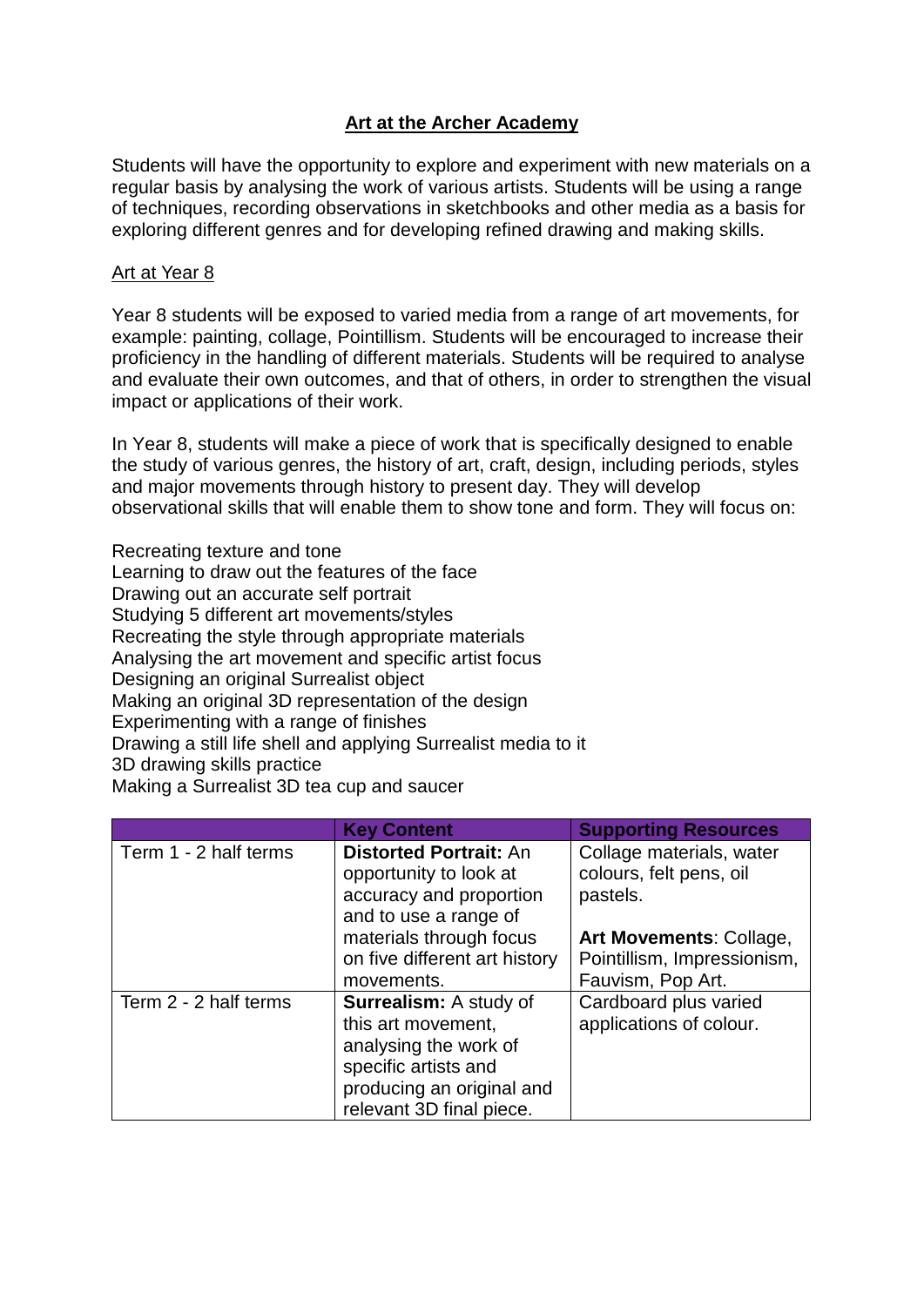# Art at the Archer Academy

Students will have the opportunity to explore and experiment with new materials on a regular basis by analysing the work of various artists. Students will be using a range of techniques, recording observations in sketchbooks and other media as a basis for exploring different genres and for developing refined drawing and making skills.

## Art at Year 8

Year 8 students will be exposed to varied media from a range of art movements, for example: painting, collage, Pointillism. Students will be encouraged to increase their proficiency in the handling of different materials. Students will be required to analyse and evaluate their own outcomes, and that of others, in order to strengthen the visual impact or applications of their work.

In Year 8, students will make a piece of work that is specifically designed to enable the study of various genres, the history of art, craft, design, including periods, styles and major movements through history to present day. They will develop observational skills that will enable them to show tone and form. They will focus on:

Recreating texture and tone
Learning to draw out the features of the face
Drawing out an accurate self portrait
Studying 5 different art movements/styles
Recreating the style through appropriate materials
Analysing the art movement and specific artist focus
Designing an original Surrealist object
Making an original 3D representation of the design
Experimenting with a range of finishes
Drawing a still life shell and applying Surrealist media to it
3D drawing skills practice
Making a Surrealist 3D tea cup and saucer

| | Key Content | Supporting Resources |
|---|---|---|
| Term 1 - 2 half terms | **Distorted Portrait:** An opportunity to look at accuracy and proportion and to use a range of materials through focus on five different art history movements. | Collage materials, water colours, felt pens, oil pastels.<br><br>**Art Movements**: Collage, Pointillism, Impressionism, Fauvism, Pop Art. |
| Term 2 - 2 half terms | **Surrealism:** A study of this art movement, analysing the work of specific artists and producing an original and relevant 3D final piece. | Cardboard plus varied applications of colour. |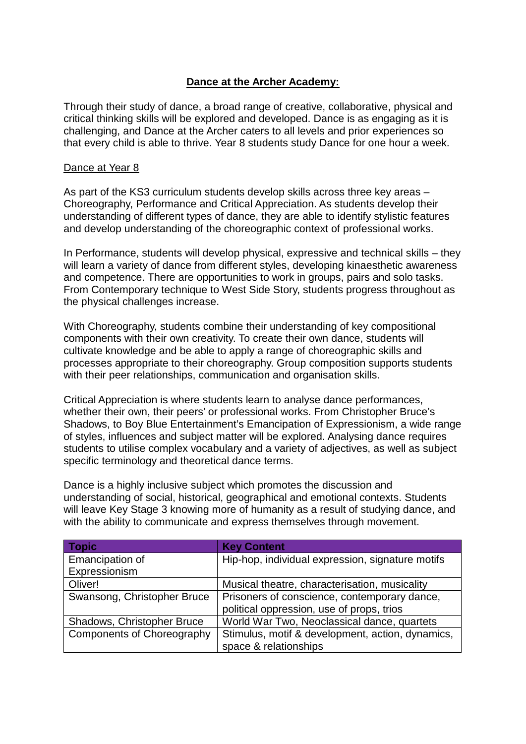# Dance at the Archer Academy:

Through their study of dance, a broad range of creative, collaborative, physical and critical thinking skills will be explored and developed. Dance is as engaging as it is challenging, and Dance at the Archer caters to all levels and prior experiences so that every child is able to thrive. Year 8 students study Dance for one hour a week.

## Dance at Year 8

As part of the KS3 curriculum students develop skills across three key areas – Choreography, Performance and Critical Appreciation. As students develop their understanding of different types of dance, they are able to identify stylistic features and develop understanding of the choreographic context of professional works.

In Performance, students will develop physical, expressive and technical skills – they will learn a variety of dance from different styles, developing kinaesthetic awareness and competence. There are opportunities to work in groups, pairs and solo tasks. From Contemporary technique to West Side Story, students progress throughout as the physical challenges increase.

With Choreography, students combine their understanding of key compositional components with their own creativity. To create their own dance, students will cultivate knowledge and be able to apply a range of choreographic skills and processes appropriate to their choreography. Group composition supports students with their peer relationships, communication and organisation skills.

Critical Appreciation is where students learn to analyse dance performances, whether their own, their peers' or professional works. From Christopher Bruce's Shadows, to Boy Blue Entertainment's Emancipation of Expressionism, a wide range of styles, influences and subject matter will be explored. Analysing dance requires students to utilise complex vocabulary and a variety of adjectives, as well as subject specific terminology and theoretical dance terms.

Dance is a highly inclusive subject which promotes the discussion and understanding of social, historical, geographical and emotional contexts. Students will leave Key Stage 3 knowing more of humanity as a result of studying dance, and with the ability to communicate and express themselves through movement.

| Topic | Key Content |
|---|---|
| Emancipation of Expressionism | Hip-hop, individual expression, signature motifs |
| Oliver! | Musical theatre, characterisation, musicality |
| Swansong, Christopher Bruce | Prisoners of conscience, contemporary dance, political oppression, use of props, trios |
| Shadows, Christopher Bruce | World War Two, Neoclassical dance, quartets |
| Components of Choreography | Stimulus, motif & development, action, dynamics, space & relationships |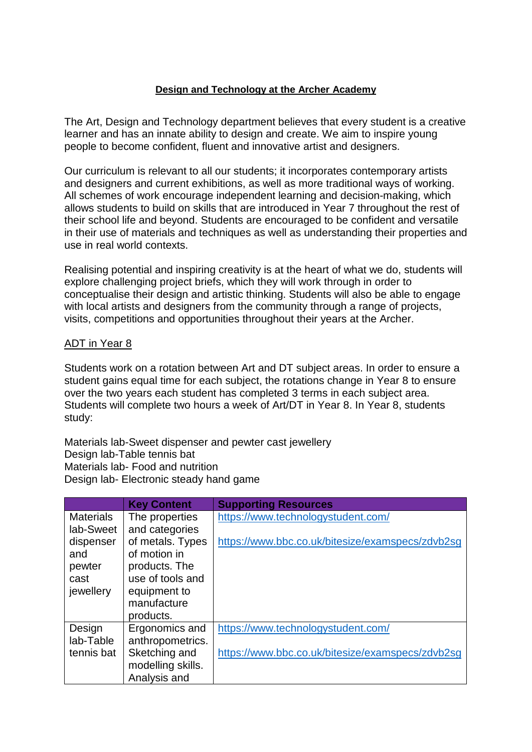## Design and Technology at the Archer Academy

The Art, Design and Technology department believes that every student is a creative learner and has an innate ability to design and create. We aim to inspire young people to become confident, fluent and innovative artist and designers.

Our curriculum is relevant to all our students; it incorporates contemporary artists and designers and current exhibitions, as well as more traditional ways of working. All schemes of work encourage independent learning and decision-making, which allows students to build on skills that are introduced in Year 7 throughout the rest of their school life and beyond. Students are encouraged to be confident and versatile in their use of materials and techniques as well as understanding their properties and use in real world contexts.

Realising potential and inspiring creativity is at the heart of what we do, students will explore challenging project briefs, which they will work through in order to conceptualise their design and artistic thinking. Students will also be able to engage with local artists and designers from the community through a range of projects, visits, competitions and opportunities throughout their years at the Archer.

### ADT in Year 8

Students work on a rotation between Art and DT subject areas. In order to ensure a student gains equal time for each subject, the rotations change in Year 8 to ensure over the two years each student has completed 3 terms in each subject area. Students will complete two hours a week of Art/DT in Year 8. In Year 8, students study:

Materials lab-Sweet dispenser and pewter cast jewellery
Design lab-Table tennis bat
Materials lab- Food and nutrition
Design lab- Electronic steady hand game

| | Key Content | Supporting Resources |
|---|---|---|
| Materials lab-Sweet dispenser and pewter cast jewellery | The properties and categories of metals. Types of motion in products. The use of tools and equipment to manufacture products. | https://www.technologystudent.com/<br><br>https://www.bbc.co.uk/bitesize/examspecs/zdvb2sg |
| Design lab-Table tennis bat | Ergonomics and anthropometrics. Sketching and modelling skills. Analysis and | https://www.technologystudent.com/<br><br>https://www.bbc.co.uk/bitesize/examspecs/zdvb2sg |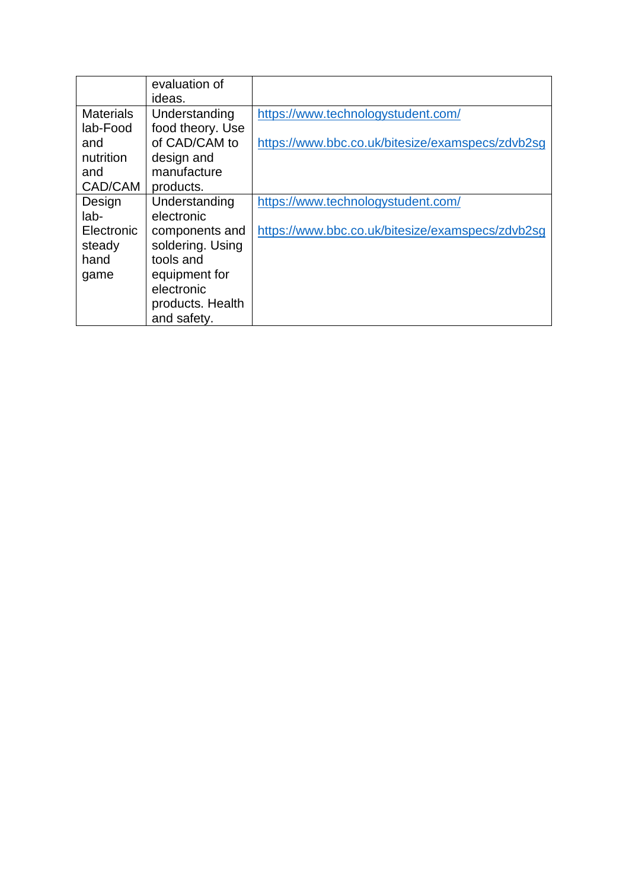| | | |
|---|---|---|
| | evaluation of ideas. | |
| Materials lab-Food and nutrition and CAD/CAM | Understanding food theory. Use of CAD/CAM to design and manufacture products. | https://www.technologystudent.com/<br><br>https://www.bbc.co.uk/bitesize/examspecs/zdvb2sg |
| Design lab-Electronic steady hand game | Understanding electronic components and soldering. Using tools and equipment for electronic products. Health and safety. | https://www.technologystudent.com/<br><br>https://www.bbc.co.uk/bitesize/examspecs/zdvb2sg |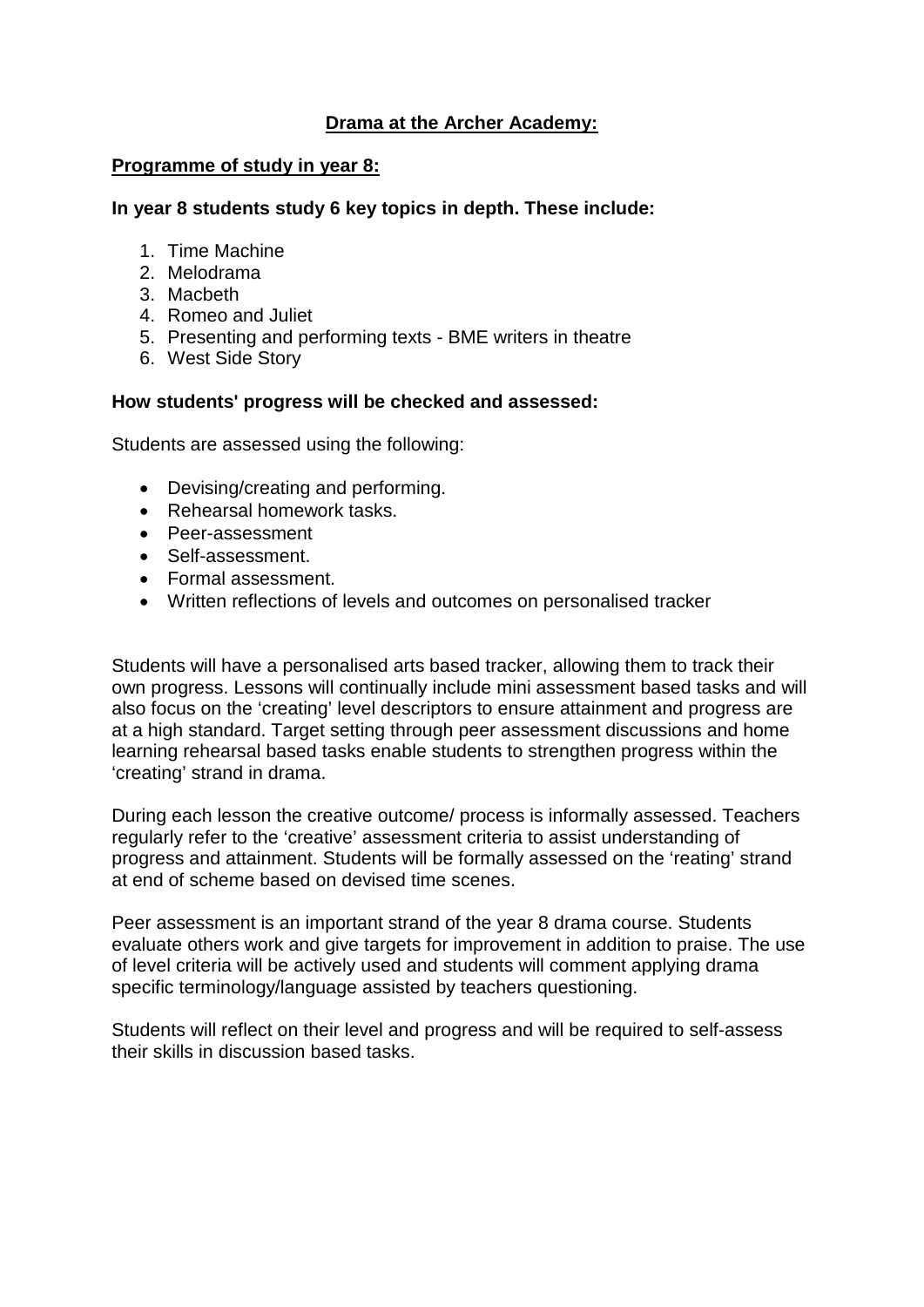**Drama at the Archer Academy:**

**Programme of study in year 8:**

**In year 8 students study 6 key topics in depth. These include:**

1. Time Machine
2. Melodrama
3. Macbeth
4. Romeo and Juliet
5. Presenting and performing texts - BME writers in theatre
6. West Side Story

**How students' progress will be checked and assessed:**

Students are assessed using the following:

- Devising/creating and performing.
- Rehearsal homework tasks.
- Peer-assessment
- Self-assessment.
- Formal assessment.
- Written reflections of levels and outcomes on personalised tracker

Students will have a personalised arts based tracker, allowing them to track their own progress. Lessons will continually include mini assessment based tasks and will also focus on the 'creating' level descriptors to ensure attainment and progress are at a high standard. Target setting through peer assessment discussions and home learning rehearsal based tasks enable students to strengthen progress within the 'creating' strand in drama.

During each lesson the creative outcome/ process is informally assessed. Teachers regularly refer to the 'creative' assessment criteria to assist understanding of progress and attainment. Students will be formally assessed on the 'reating' strand at end of scheme based on devised time scenes.

Peer assessment is an important strand of the year 8 drama course. Students evaluate others work and give targets for improvement in addition to praise. The use of level criteria will be actively used and students will comment applying drama specific terminology/language assisted by teachers questioning.

Students will reflect on their level and progress and will be required to self-assess their skills in discussion based tasks.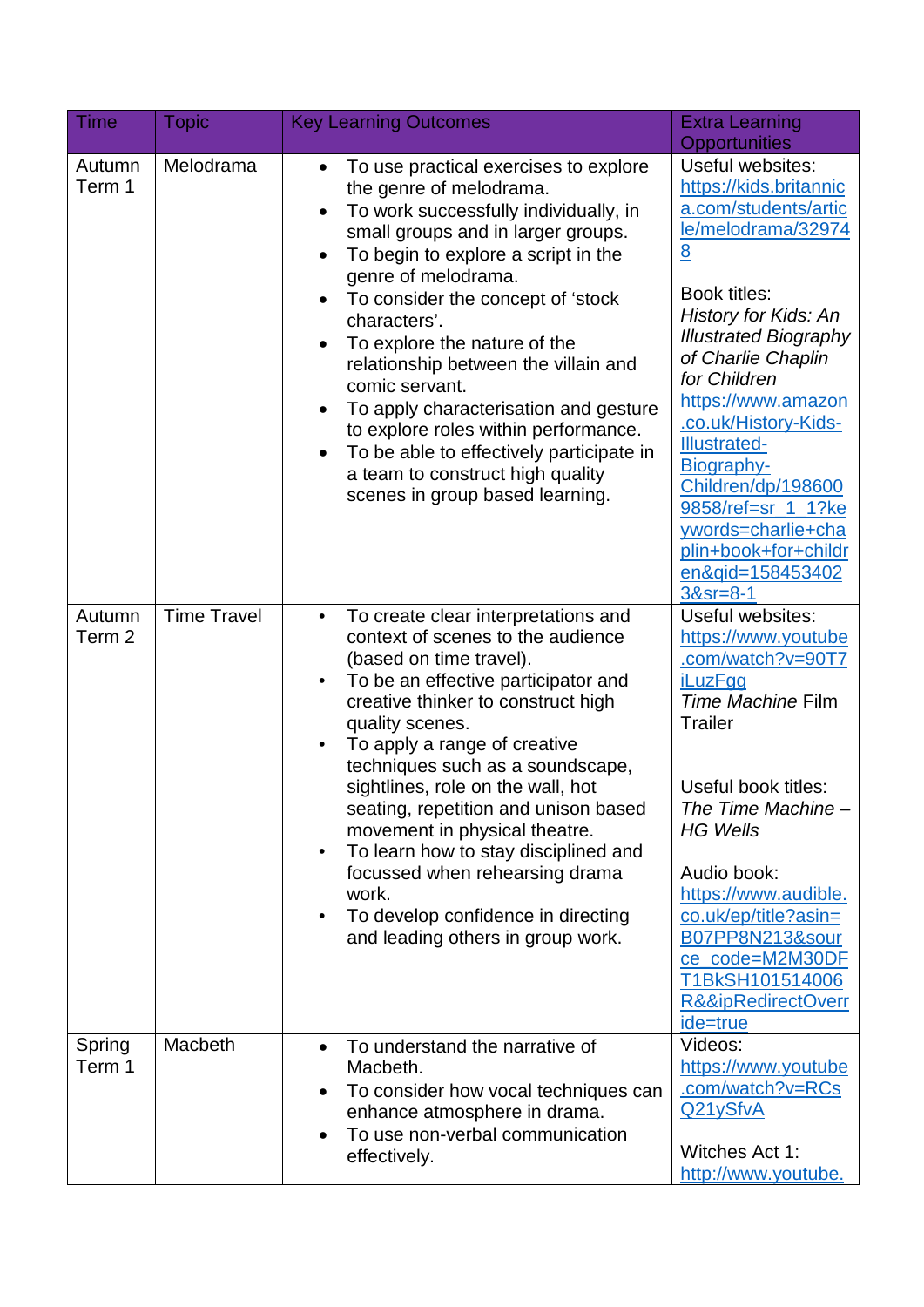| Time | Topic | Key Learning Outcomes | Extra Learning Opportunities |
|---|---|---|---|
| Autumn Term 1 | Melodrama | • To use practical exercises to explore the genre of melodrama.<br>• To work successfully individually, in small groups and in larger groups.<br>• To begin to explore a script in the genre of melodrama.<br>• To consider the concept of 'stock characters'.<br>• To explore the nature of the relationship between the villain and comic servant.<br>• To apply characterisation and gesture to explore roles within performance.<br>• To be able to effectively participate in a team to construct high quality scenes in group based learning. | Useful websites:<br>https://kids.britannica.com/students/article/melodrama/329748<br><br>Book titles:<br>*History for Kids: An Illustrated Biography of Charlie Chaplin for Children*<br>https://www.amazon.co.uk/History-Kids-Illustrated-Biography-Children/dp/1986009858/ref=sr_1_1?keywords=charlie+chaplin+book+for+children&qid=1584534023&sr=8-1 |
| Autumn Term 2 | Time Travel | • To create clear interpretations and context of scenes to the audience (based on time travel).<br>• To be an effective participator and creative thinker to construct high quality scenes.<br>• To apply a range of creative techniques such as a soundscape, sightlines, role on the wall, hot seating, repetition and unison based movement in physical theatre.<br>• To learn how to stay disciplined and focussed when rehearsing drama work.<br>• To develop confidence in directing and leading others in group work. | Useful websites:<br>https://www.youtube.com/watch?v=90T7iLuzFgg<br>*Time Machine* Film Trailer<br><br>Useful book titles:<br>*The Time Machine – HG Wells*<br><br>Audio book:<br>https://www.audible.co.uk/ep/title?asin=B07PP8N213&source_code=M2M30DFT1BkSH101514006R&&ipRedirectOverride=true |
| Spring Term 1 | Macbeth | • To understand the narrative of Macbeth.<br>• To consider how vocal techniques can enhance atmosphere in drama.<br>• To use non-verbal communication effectively. | Videos:<br>https://www.youtube.com/watch?v=RCsQ21ySfvA<br><br>Witches Act 1:<br>http://www.youtube. |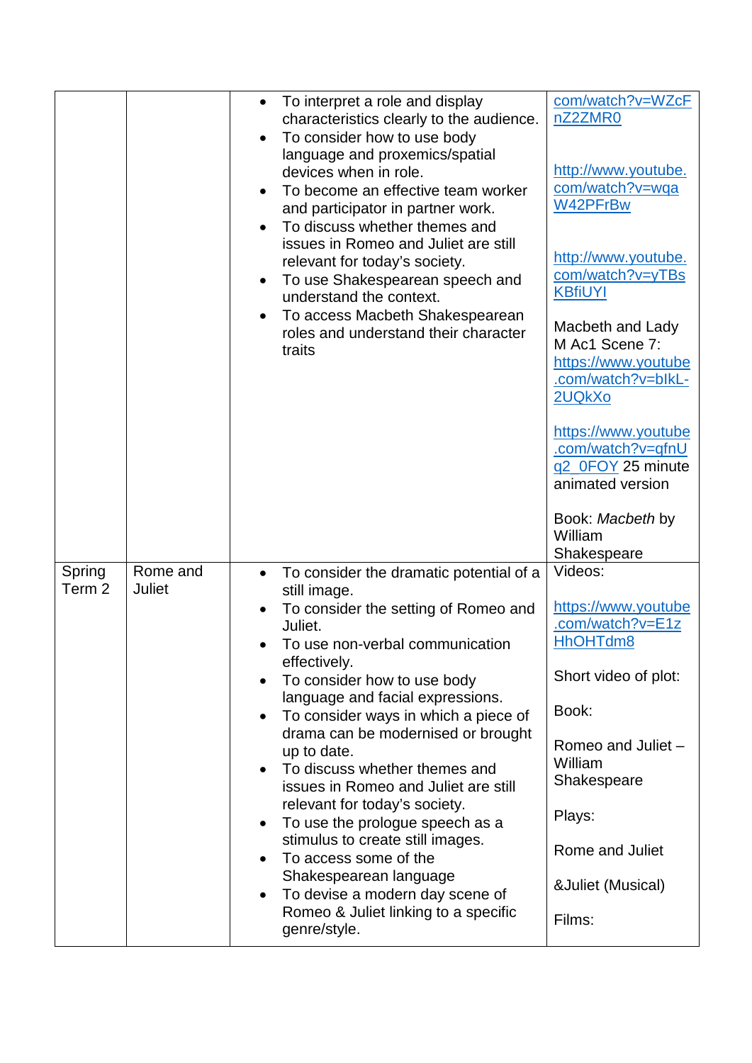| | | | |
|---|---|---|---|
| | | • To interpret a role and display characteristics clearly to the audience.<br>• To consider how to use body language and proxemics/spatial devices when in role.<br>• To become an effective team worker and participator in partner work.<br>• To discuss whether themes and issues in Romeo and Juliet are still relevant for today's society.<br>• To use Shakespearean speech and understand the context.<br>• To access Macbeth Shakespearean roles and understand their character traits | com/watch?v=WZcFnZ2ZMR0<br><br>http://www.youtube.com/watch?v=wqaW42PFrBw<br><br>http://www.youtube.com/watch?v=yTBsKBfiUYI<br><br>Macbeth and Lady M Ac1 Scene 7: https://www.youtube.com/watch?v=bIkL-2UQkXo<br><br>https://www.youtube.com/watch?v=qfnUq2_0FOY 25 minute animated version<br><br>Book: *Macbeth* by William Shakespeare |
| Spring Term 2 | Rome and Juliet | • To consider the dramatic potential of a still image.<br>• To consider the setting of Romeo and Juliet.<br>• To use non-verbal communication effectively.<br>• To consider how to use body language and facial expressions.<br>• To consider ways in which a piece of drama can be modernised or brought up to date.<br>• To discuss whether themes and issues in Romeo and Juliet are still relevant for today's society.<br>• To use the prologue speech as a stimulus to create still images.<br>• To access some of the Shakespearean language<br>• To devise a modern day scene of Romeo & Juliet linking to a specific genre/style. | Videos:<br><br>https://www.youtube.com/watch?v=E1zHhOHTdm8<br><br>Short video of plot:<br><br>Book:<br><br>Romeo and Juliet – William Shakespeare<br><br>Plays:<br><br>Rome and Juliet<br><br>&Juliet (Musical)<br><br>Films: |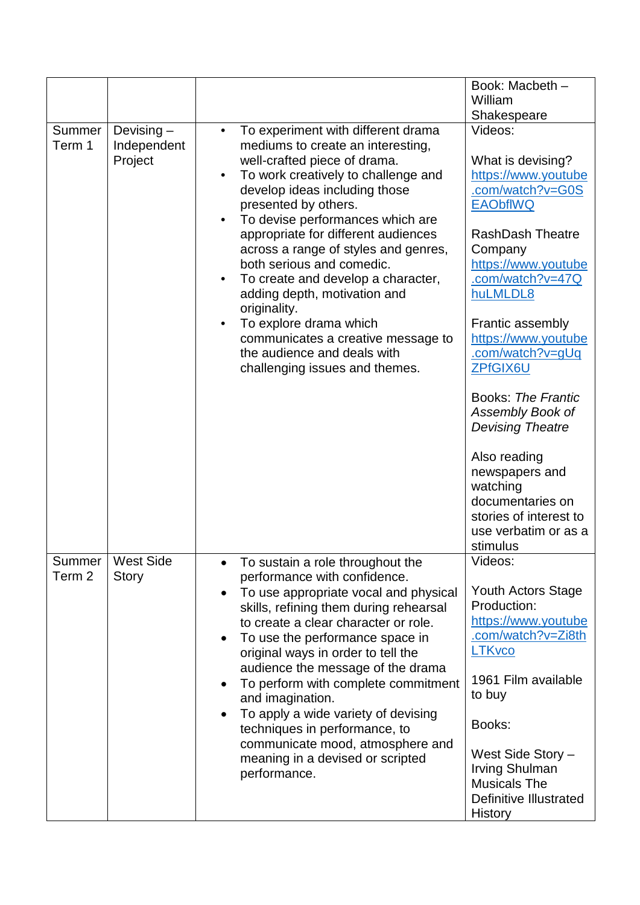| | | | |
|---|---|---|---|
| | | | Book: Macbeth – William Shakespeare |
| Summer Term 1 | Devising – Independent Project | • To experiment with different drama mediums to create an interesting, well-crafted piece of drama.<br>• To work creatively to challenge and develop ideas including those presented by others.<br>• To devise performances which are appropriate for different audiences across a range of styles and genres, both serious and comedic.<br>• To create and develop a character, adding depth, motivation and originality.<br>• To explore drama which communicates a creative message to the audience and deals with challenging issues and themes. | Videos:<br><br>What is devising?<br>https://www.youtube.com/watch?v=G0SEAObflWQ<br><br>RashDash Theatre Company<br>https://www.youtube.com/watch?v=47QhuLMLDL8<br><br>Frantic assembly<br>https://www.youtube.com/watch?v=gUqZPfGIX6U<br><br>Books: *The Frantic Assembly Book of Devising Theatre*<br><br>Also reading newspapers and watching documentaries on stories of interest to use verbatim or as a stimulus |
| Summer Term 2 | West Side Story | • To sustain a role throughout the performance with confidence.<br>• To use appropriate vocal and physical skills, refining them during rehearsal to create a clear character or role.<br>• To use the performance space in original ways in order to tell the audience the message of the drama<br>• To perform with complete commitment and imagination.<br>• To apply a wide variety of devising techniques in performance, to communicate mood, atmosphere and meaning in a devised or scripted performance. | Videos:<br><br>Youth Actors Stage Production:<br>https://www.youtube.com/watch?v=Zi8thLTKvco<br><br>1961 Film available to buy<br><br>Books:<br><br>West Side Story – Irving Shulman<br>Musicals The Definitive Illustrated History |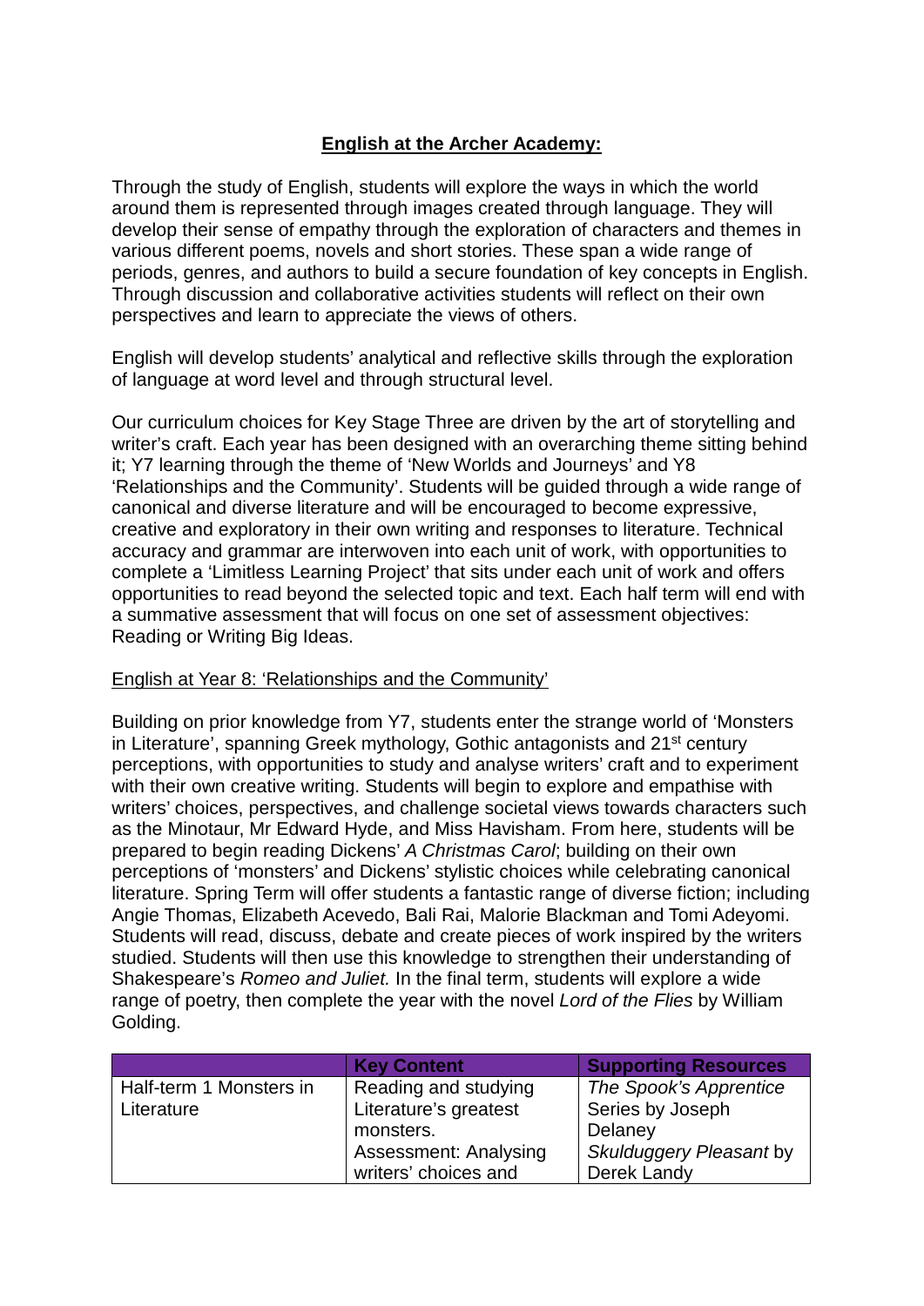## **English at the Archer Academy:**

Through the study of English, students will explore the ways in which the world around them is represented through images created through language. They will develop their sense of empathy through the exploration of characters and themes in various different poems, novels and short stories. These span a wide range of periods, genres, and authors to build a secure foundation of key concepts in English. Through discussion and collaborative activities students will reflect on their own perspectives and learn to appreciate the views of others.

English will develop students' analytical and reflective skills through the exploration of language at word level and through structural level.

Our curriculum choices for Key Stage Three are driven by the art of storytelling and writer's craft. Each year has been designed with an overarching theme sitting behind it; Y7 learning through the theme of 'New Worlds and Journeys' and Y8 'Relationships and the Community'. Students will be guided through a wide range of canonical and diverse literature and will be encouraged to become expressive, creative and exploratory in their own writing and responses to literature. Technical accuracy and grammar are interwoven into each unit of work, with opportunities to complete a 'Limitless Learning Project' that sits under each unit of work and offers opportunities to read beyond the selected topic and text. Each half term will end with a summative assessment that will focus on one set of assessment objectives: Reading or Writing Big Ideas.

English at Year 8: 'Relationships and the Community'

Building on prior knowledge from Y7, students enter the strange world of 'Monsters in Literature', spanning Greek mythology, Gothic antagonists and 21st century perceptions, with opportunities to study and analyse writers' craft and to experiment with their own creative writing. Students will begin to explore and empathise with writers' choices, perspectives, and challenge societal views towards characters such as the Minotaur, Mr Edward Hyde, and Miss Havisham. From here, students will be prepared to begin reading Dickens' *A Christmas Carol*; building on their own perceptions of 'monsters' and Dickens' stylistic choices while celebrating canonical literature. Spring Term will offer students a fantastic range of diverse fiction; including Angie Thomas, Elizabeth Acevedo, Bali Rai, Malorie Blackman and Tomi Adeyomi. Students will read, discuss, debate and create pieces of work inspired by the writers studied. Students will then use this knowledge to strengthen their understanding of Shakespeare's *Romeo and Juliet.* In the final term, students will explore a wide range of poetry, then complete the year with the novel *Lord of the Flies* by William Golding.

| | **Key Content** | **Supporting Resources** |
|---|---|---|
| Half-term 1 Monsters in Literature | Reading and studying Literature's greatest monsters. Assessment: Analysing writers' choices and | *The Spook's Apprentice* Series by Joseph Delaney *Skulduggery Pleasant* by Derek Landy |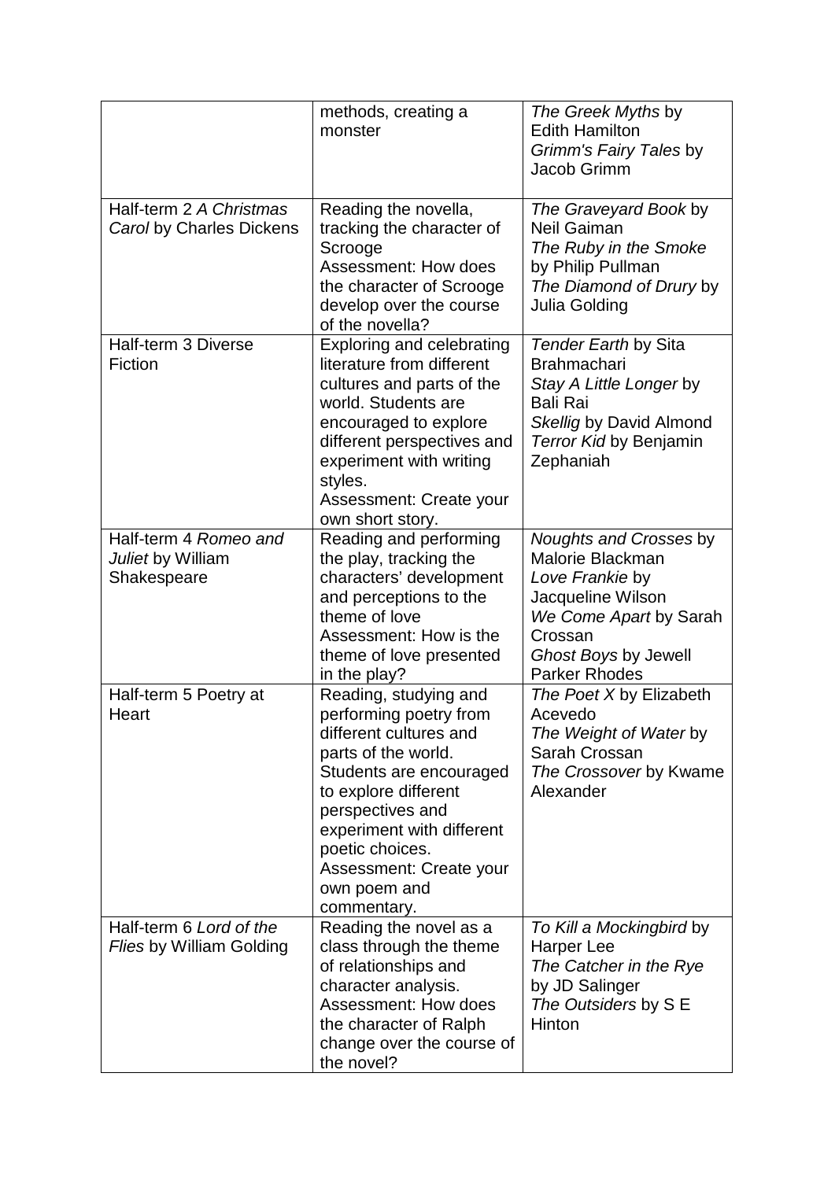| | | |
|---|---|---|
| | methods, creating a monster | *The Greek Myths* by Edith Hamilton<br>*Grimm's Fairy Tales* by Jacob Grimm |
| Half-term 2 *A Christmas Carol* by Charles Dickens | Reading the novella, tracking the character of Scrooge<br>Assessment: How does the character of Scrooge develop over the course of the novella? | *The Graveyard Book* by Neil Gaiman<br>*The Ruby in the Smoke* by Philip Pullman<br>*The Diamond of Drury* by Julia Golding |
| Half-term 3 Diverse Fiction | Exploring and celebrating literature from different cultures and parts of the world. Students are encouraged to explore different perspectives and experiment with writing styles.<br>Assessment: Create your own short story. | *Tender Earth* by Sita Brahmachari<br>*Stay A Little Longer* by Bali Rai<br>*Skellig* by David Almond<br>*Terror Kid* by Benjamin Zephaniah |
| Half-term 4 *Romeo and Juliet* by William Shakespeare | Reading and performing the play, tracking the characters' development and perceptions to the theme of love<br>Assessment: How is the theme of love presented in the play? | *Noughts and Crosses* by Malorie Blackman<br>*Love Frankie* by Jacqueline Wilson<br>*We Come Apart* by Sarah Crossan<br>*Ghost Boys* by Jewell Parker Rhodes |
| Half-term 5 Poetry at Heart | Reading, studying and performing poetry from different cultures and parts of the world. Students are encouraged to explore different perspectives and experiment with different poetic choices.<br>Assessment: Create your own poem and commentary. | *The Poet X* by Elizabeth Acevedo<br>*The Weight of Water* by Sarah Crossan<br>*The Crossover* by Kwame Alexander |
| Half-term 6 *Lord of the Flies* by William Golding | Reading the novel as a class through the theme of relationships and character analysis.<br>Assessment: How does the character of Ralph change over the course of the novel? | *To Kill a Mockingbird* by Harper Lee<br>*The Catcher in the Rye* by JD Salinger<br>*The Outsiders* by S E Hinton |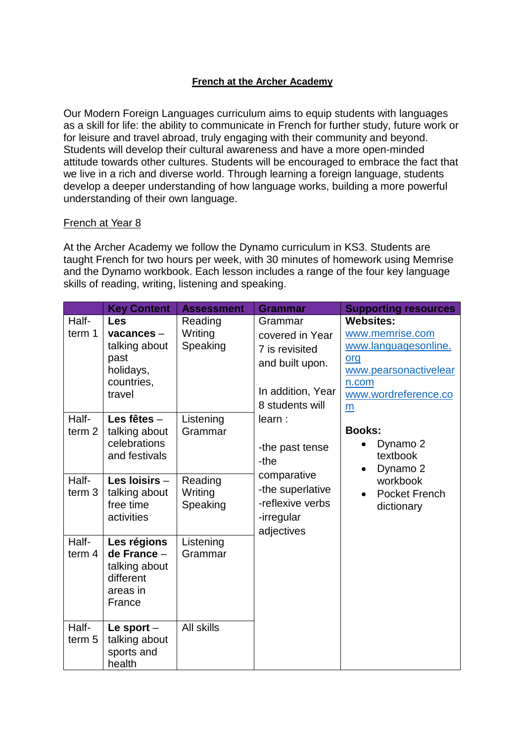**French at the Archer Academy**

Our Modern Foreign Languages curriculum aims to equip students with languages as a skill for life: the ability to communicate in French for further study, future work or for leisure and travel abroad, truly engaging with their community and beyond. Students will develop their cultural awareness and have a more open-minded attitude towards other cultures. Students will be encouraged to embrace the fact that we live in a rich and diverse world. Through learning a foreign language, students develop a deeper understanding of how language works, building a more powerful understanding of their own language.

French at Year 8

At the Archer Academy we follow the Dynamo curriculum in KS3. Students are taught French for two hours per week, with 30 minutes of homework using Memrise and the Dynamo workbook. Each lesson includes a range of the four key language skills of reading, writing, listening and speaking.

| | Key Content | Assessment | Grammar | Supporting resources |
|---|---|---|---|---|
| Half-term 1 | **Les vacances** – talking about past holidays, countries, travel | Reading<br>Writing<br>Speaking | Grammar covered in Year 7 is revisited and built upon.<br><br>In addition, Year 8 students will learn :<br><br>-the past tense<br>-the comparative<br>-the superlative<br>-reflexive verbs<br>-irregular adjectives | **Websites:**<br>www.memrise.com<br>www.languagesonline.org<br>www.pearsonactivelearn.com<br>www.wordreference.com<br><br>**Books:**<br>• Dynamo 2 textbook<br>• Dynamo 2 workbook<br>• Pocket French dictionary |
| Half-term 2 | **Les fêtes** – talking about celebrations and festivals | Listening<br>Grammar | | |
| Half-term 3 | **Les loisirs** – talking about free time activities | Reading<br>Writing<br>Speaking | | |
| Half-term 4 | **Les régions de France** – talking about different areas in France | Listening<br>Grammar | | |
| Half-term 5 | **Le sport** – talking about sports and health | All skills | | |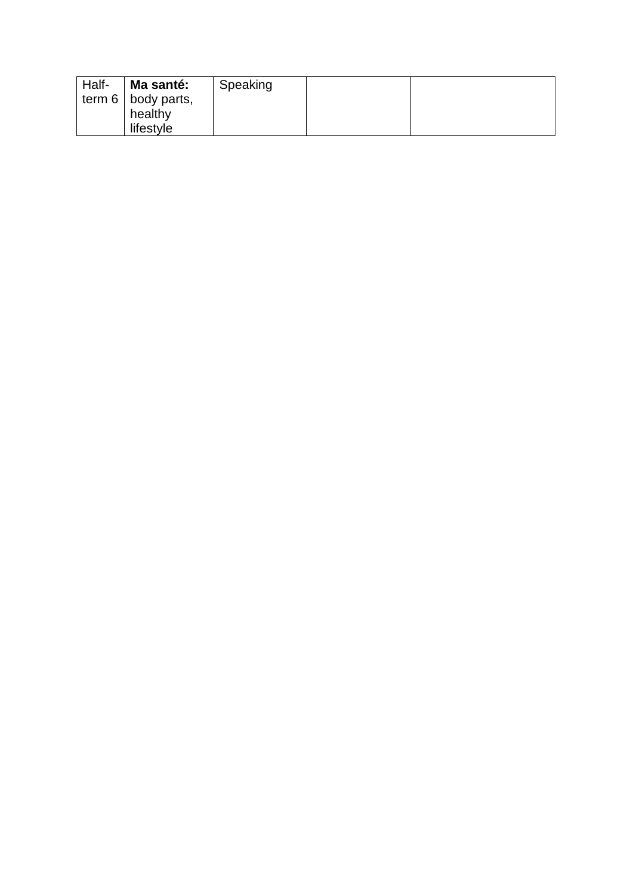| Half-term 6 | **Ma santé:** body parts, healthy lifestyle | Speaking | | |
|---|---|---|---|---|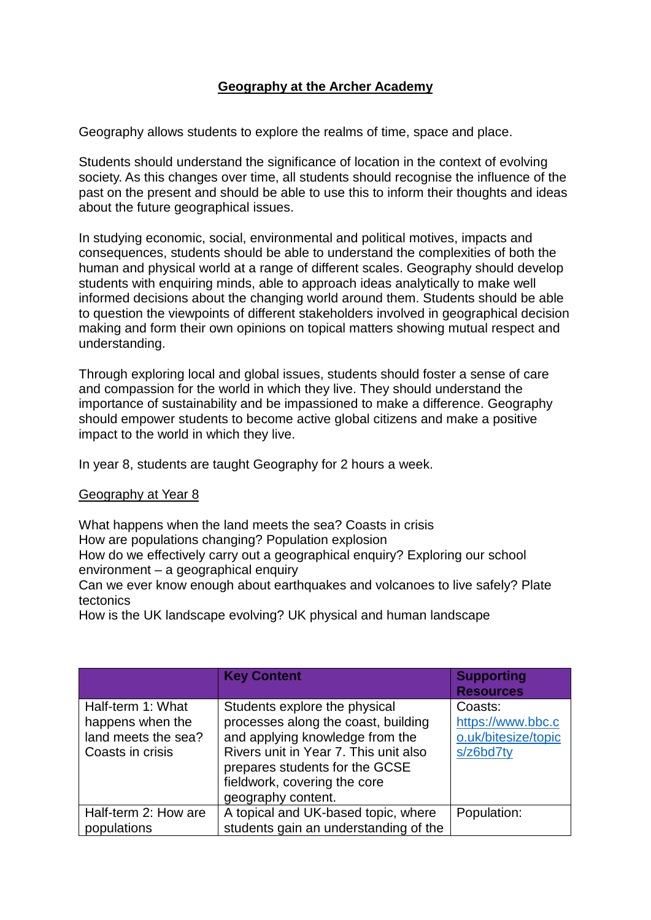# Geography at the Archer Academy

Geography allows students to explore the realms of time, space and place.

Students should understand the significance of location in the context of evolving society. As this changes over time, all students should recognise the influence of the past on the present and should be able to use this to inform their thoughts and ideas about the future geographical issues.

In studying economic, social, environmental and political motives, impacts and consequences, students should be able to understand the complexities of both the human and physical world at a range of different scales. Geography should develop students with enquiring minds, able to approach ideas analytically to make well informed decisions about the changing world around them. Students should be able to question the viewpoints of different stakeholders involved in geographical decision making and form their own opinions on topical matters showing mutual respect and understanding.

Through exploring local and global issues, students should foster a sense of care and compassion for the world in which they live. They should understand the importance of sustainability and be impassioned to make a difference. Geography should empower students to become active global citizens and make a positive impact to the world in which they live.

In year 8, students are taught Geography for 2 hours a week.

## Geography at Year 8

What happens when the land meets the sea? Coasts in crisis
How are populations changing? Population explosion
How do we effectively carry out a geographical enquiry? Exploring our school environment – a geographical enquiry
Can we ever know enough about earthquakes and volcanoes to live safely? Plate tectonics
How is the UK landscape evolving? UK physical and human landscape

| | Key Content | Supporting Resources |
|---|---|---|
| Half-term 1: What happens when the land meets the sea? Coasts in crisis | Students explore the physical processes along the coast, building and applying knowledge from the Rivers unit in Year 7. This unit also prepares students for the GCSE fieldwork, covering the core geography content. | Coasts: https://www.bbc.co.uk/bitesize/topics/z6bd7ty |
| Half-term 2: How are populations | A topical and UK-based topic, where students gain an understanding of the | Population: |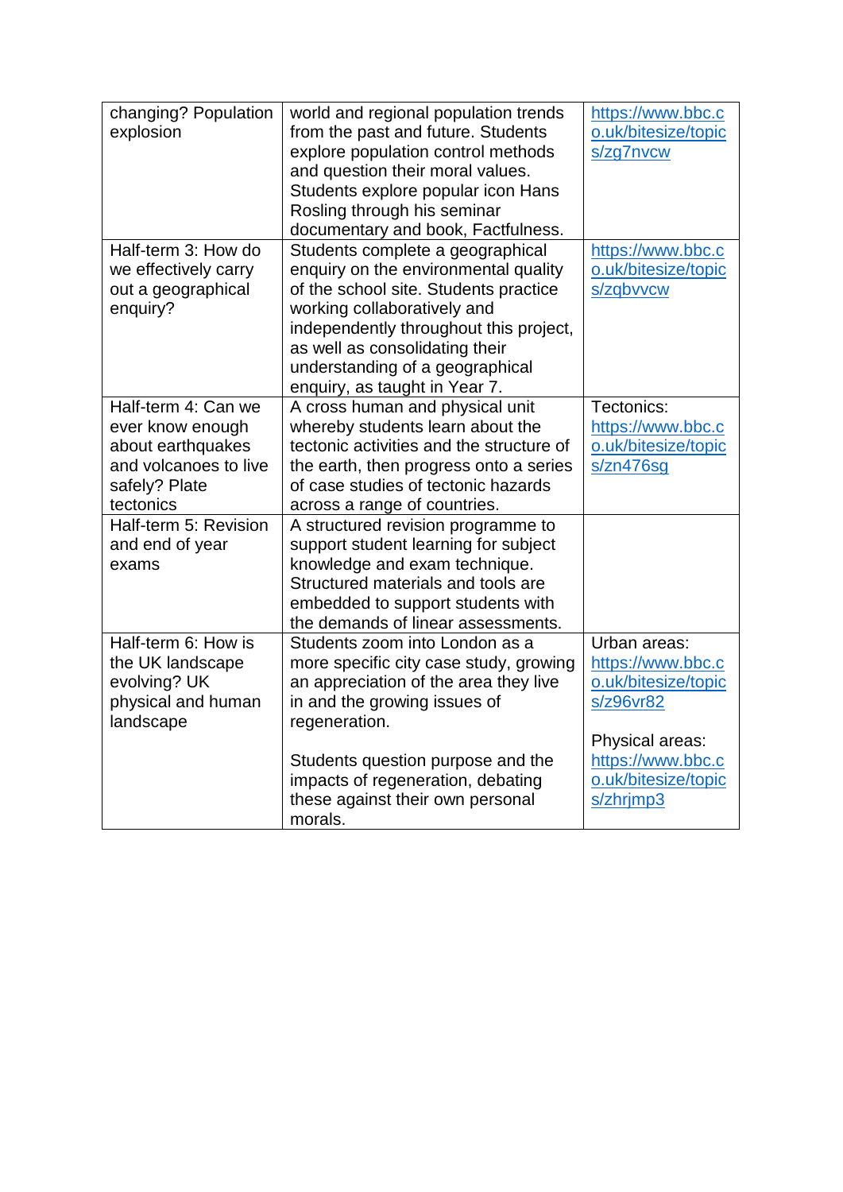| changing? Population explosion | world and regional population trends from the past and future. Students explore population control methods and question their moral values. Students explore popular icon Hans Rosling through his seminar documentary and book, Factfulness. | https://www.bbc.co.uk/bitesize/topics/zg7nvcw |
|---|---|---|
| Half-term 3: How do we effectively carry out a geographical enquiry? | Students complete a geographical enquiry on the environmental quality of the school site. Students practice working collaboratively and independently throughout this project, as well as consolidating their understanding of a geographical enquiry, as taught in Year 7. | https://www.bbc.co.uk/bitesize/topics/zqbvvcw |
| Half-term 4: Can we ever know enough about earthquakes and volcanoes to live safely? Plate tectonics | A cross human and physical unit whereby students learn about the tectonic activities and the structure of the earth, then progress onto a series of case studies of tectonic hazards across a range of countries. | Tectonics: https://www.bbc.co.uk/bitesize/topics/zn476sg |
| Half-term 5: Revision and end of year exams | A structured revision programme to support student learning for subject knowledge and exam technique. Structured materials and tools are embedded to support students with the demands of linear assessments. | |
| Half-term 6: How is the UK landscape evolving? UK physical and human landscape | Students zoom into London as a more specific city case study, growing an appreciation of the area they live in and the growing issues of regeneration.<br><br>Students question purpose and the impacts of regeneration, debating these against their own personal morals. | Urban areas: https://www.bbc.co.uk/bitesize/topics/z96vr82<br><br>Physical areas: https://www.bbc.co.uk/bitesize/topics/zhrjmp3 |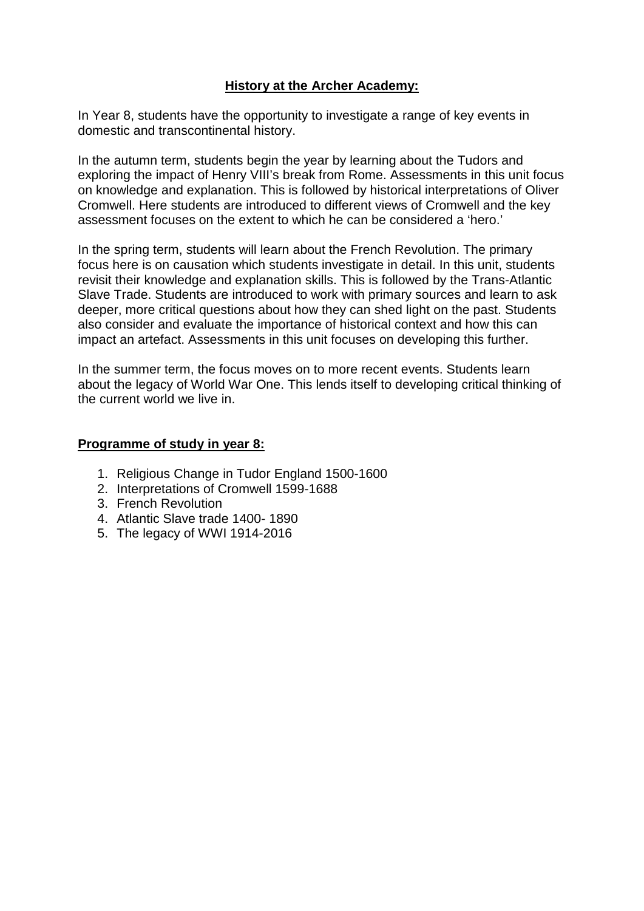## History at the Archer Academy:

In Year 8, students have the opportunity to investigate a range of key events in domestic and transcontinental history.

In the autumn term, students begin the year by learning about the Tudors and exploring the impact of Henry VIII's break from Rome. Assessments in this unit focus on knowledge and explanation. This is followed by historical interpretations of Oliver Cromwell. Here students are introduced to different views of Cromwell and the key assessment focuses on the extent to which he can be considered a 'hero.'

In the spring term, students will learn about the French Revolution. The primary focus here is on causation which students investigate in detail. In this unit, students revisit their knowledge and explanation skills. This is followed by the Trans-Atlantic Slave Trade. Students are introduced to work with primary sources and learn to ask deeper, more critical questions about how they can shed light on the past. Students also consider and evaluate the importance of historical context and how this can impact an artefact. Assessments in this unit focuses on developing this further.

In the summer term, the focus moves on to more recent events. Students learn about the legacy of World War One. This lends itself to developing critical thinking of the current world we live in.

## Programme of study in year 8:

1. Religious Change in Tudor England 1500-1600
2. Interpretations of Cromwell 1599-1688
3. French Revolution
4. Atlantic Slave trade 1400- 1890
5. The legacy of WWI 1914-2016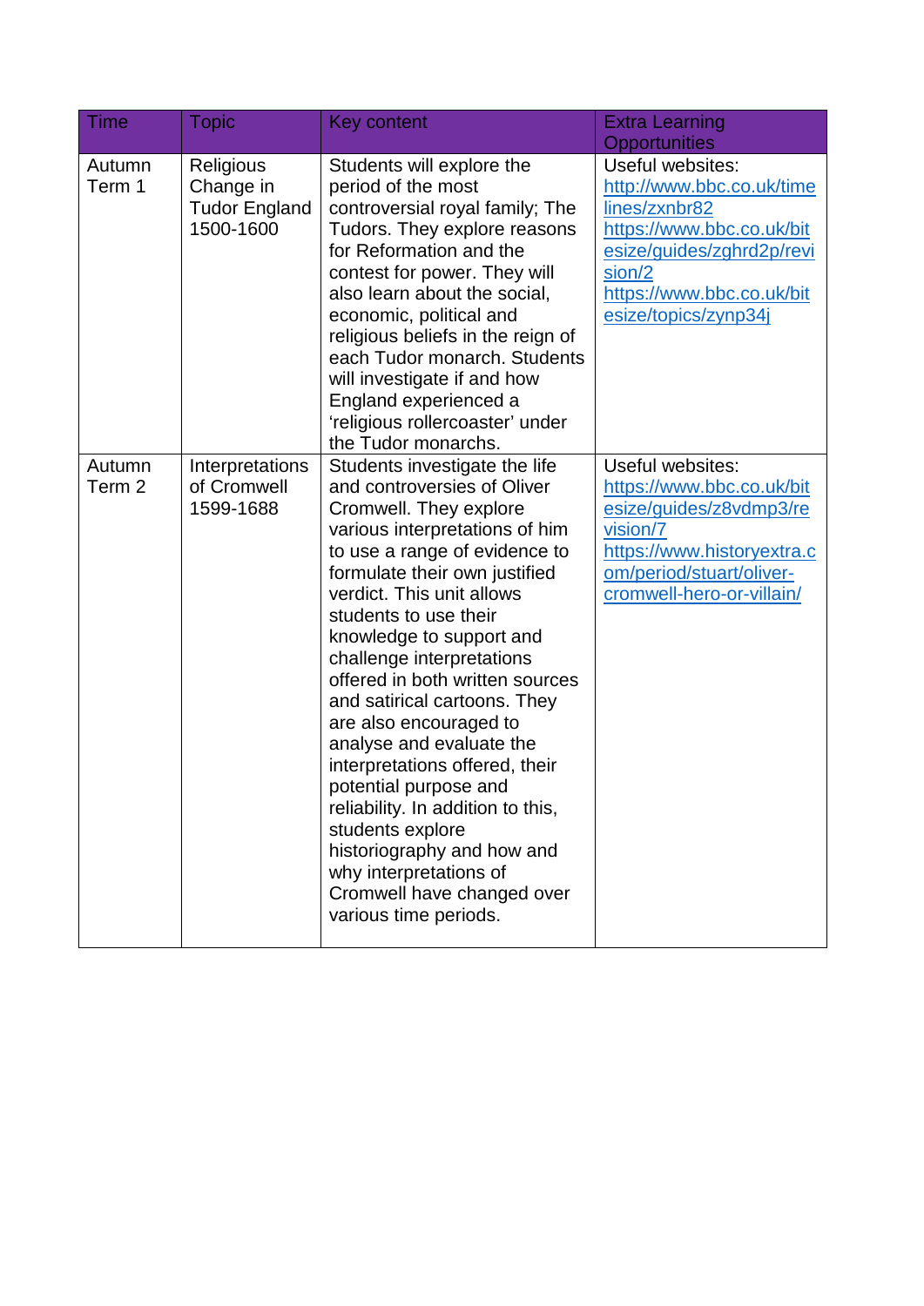| Time | Topic | Key content | Extra Learning Opportunities |
|---|---|---|---|
| Autumn Term 1 | Religious Change in Tudor England 1500-1600 | Students will explore the period of the most controversial royal family; The Tudors. They explore reasons for Reformation and the contest for power. They will also learn about the social, economic, political and religious beliefs in the reign of each Tudor monarch. Students will investigate if and how England experienced a 'religious rollercoaster' under the Tudor monarchs. | Useful websites: http://www.bbc.co.uk/timelines/zxnbr82 https://www.bbc.co.uk/bitesize/guides/zghrd2p/revision/2 https://www.bbc.co.uk/bitesize/topics/zynp34j |
| Autumn Term 2 | Interpretations of Cromwell 1599-1688 | Students investigate the life and controversies of Oliver Cromwell. They explore various interpretations of him to use a range of evidence to formulate their own justified verdict. This unit allows students to use their knowledge to support and challenge interpretations offered in both written sources and satirical cartoons. They are also encouraged to analyse and evaluate the interpretations offered, their potential purpose and reliability. In addition to this, students explore historiography and how and why interpretations of Cromwell have changed over various time periods. | Useful websites: https://www.bbc.co.uk/bitesize/guides/z8vdmp3/revision/7 https://www.historyextra.com/period/stuart/oliver-cromwell-hero-or-villain/ |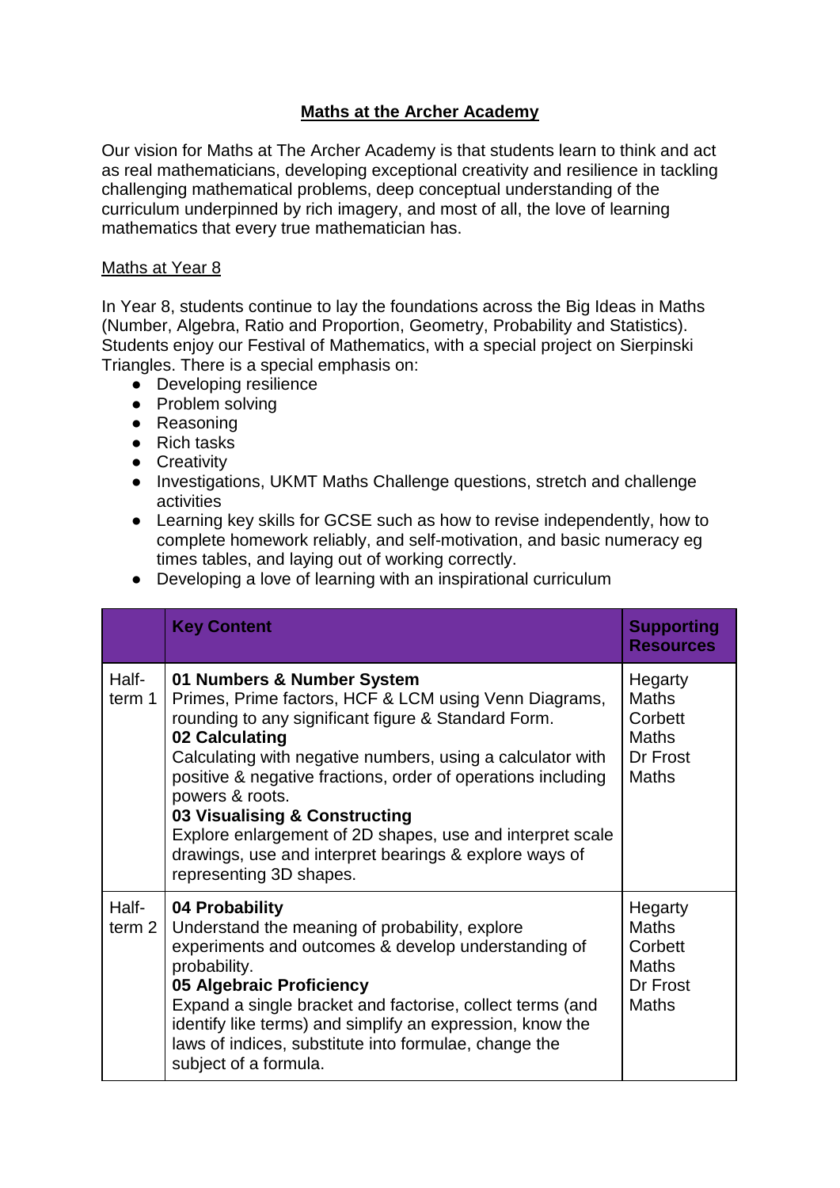# Maths at the Archer Academy

Our vision for Maths at The Archer Academy is that students learn to think and act as real mathematicians, developing exceptional creativity and resilience in tackling challenging mathematical problems, deep conceptual understanding of the curriculum underpinned by rich imagery, and most of all, the love of learning mathematics that every true mathematician has.

## Maths at Year 8

In Year 8, students continue to lay the foundations across the Big Ideas in Maths (Number, Algebra, Ratio and Proportion, Geometry, Probability and Statistics). Students enjoy our Festival of Mathematics, with a special project on Sierpinski Triangles. There is a special emphasis on:

- Developing resilience
- Problem solving
- Reasoning
- Rich tasks
- Creativity
- Investigations, UKMT Maths Challenge questions, stretch and challenge activities
- Learning key skills for GCSE such as how to revise independently, how to complete homework reliably, and self-motivation, and basic numeracy eg times tables, and laying out of working correctly.
- Developing a love of learning with an inspirational curriculum

| | Key Content | Supporting Resources |
|---|---|---|
| Half-term 1 | **01 Numbers & Number System**<br>Primes, Prime factors, HCF & LCM using Venn Diagrams, rounding to any significant figure & Standard Form.<br>**02 Calculating**<br>Calculating with negative numbers, using a calculator with positive & negative fractions, order of operations including powers & roots.<br>**03 Visualising & Constructing**<br>Explore enlargement of 2D shapes, use and interpret scale drawings, use and interpret bearings & explore ways of representing 3D shapes. | Hegarty Maths<br>Corbett Maths<br>Dr Frost Maths |
| Half-term 2 | **04 Probability**<br>Understand the meaning of probability, explore experiments and outcomes & develop understanding of probability.<br>**05 Algebraic Proficiency**<br>Expand a single bracket and factorise, collect terms (and identify like terms) and simplify an expression, know the laws of indices, substitute into formulae, change the subject of a formula. | Hegarty Maths<br>Corbett Maths<br>Dr Frost Maths |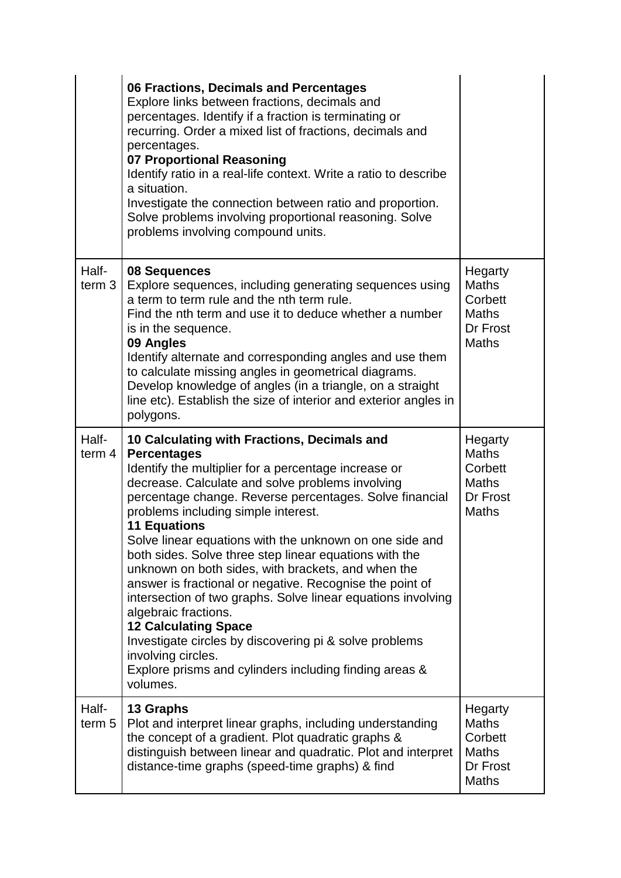| | | |
|---|---|---|
| | **06 Fractions, Decimals and Percentages**<br>Explore links between fractions, decimals and percentages. Identify if a fraction is terminating or recurring. Order a mixed list of fractions, decimals and percentages.<br>**07 Proportional Reasoning**<br>Identify ratio in a real-life context. Write a ratio to describe a situation.<br>Investigate the connection between ratio and proportion. Solve problems involving proportional reasoning. Solve problems involving compound units. | |
| Half-term 3 | **08 Sequences**<br>Explore sequences, including generating sequences using a term to term rule and the nth term rule.<br>Find the nth term and use it to deduce whether a number is in the sequence.<br>**09 Angles**<br>Identify alternate and corresponding angles and use them to calculate missing angles in geometrical diagrams.<br>Develop knowledge of angles (in a triangle, on a straight line etc). Establish the size of interior and exterior angles in polygons. | Hegarty Maths Corbett Maths Dr Frost Maths |
| Half-term 4 | **10 Calculating with Fractions, Decimals and Percentages**<br>Identify the multiplier for a percentage increase or decrease. Calculate and solve problems involving percentage change. Reverse percentages. Solve financial problems including simple interest.<br>**11 Equations**<br>Solve linear equations with the unknown on one side and both sides. Solve three step linear equations with the unknown on both sides, with brackets, and when the answer is fractional or negative. Recognise the point of intersection of two graphs. Solve linear equations involving algebraic fractions.<br>**12 Calculating Space**<br>Investigate circles by discovering pi & solve problems involving circles.<br>Explore prisms and cylinders including finding areas & volumes. | Hegarty Maths Corbett Maths Dr Frost Maths |
| Half-term 5 | **13 Graphs**<br>Plot and interpret linear graphs, including understanding the concept of a gradient. Plot quadratic graphs & distinguish between linear and quadratic. Plot and interpret distance-time graphs (speed-time graphs) & find | Hegarty Maths Corbett Maths Dr Frost Maths |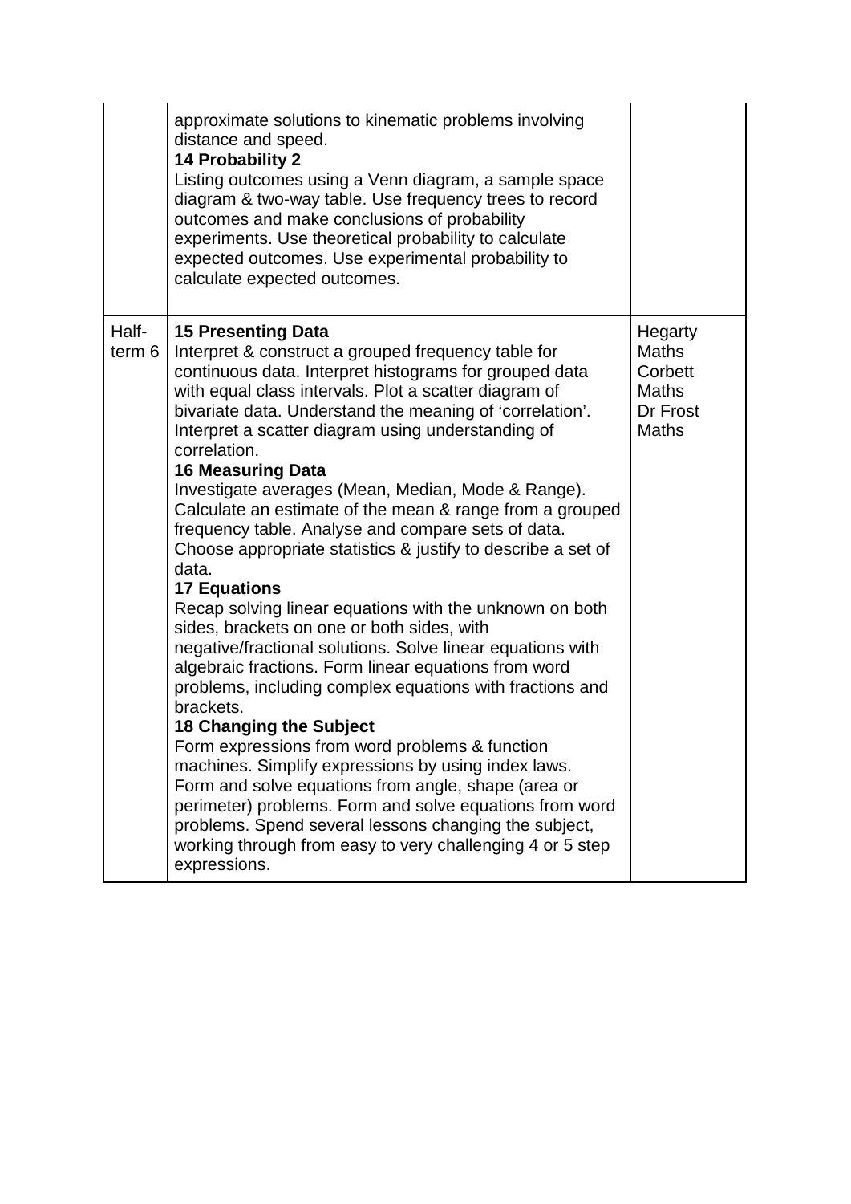| | | |
|---|---|---|
| | approximate solutions to kinematic problems involving distance and speed.<br>**14 Probability 2**<br>Listing outcomes using a Venn diagram, a sample space diagram & two-way table. Use frequency trees to record outcomes and make conclusions of probability experiments. Use theoretical probability to calculate expected outcomes. Use experimental probability to calculate expected outcomes. | |
| Half-term 6 | **15 Presenting Data**<br>Interpret & construct a grouped frequency table for continuous data. Interpret histograms for grouped data with equal class intervals. Plot a scatter diagram of bivariate data. Understand the meaning of 'correlation'. Interpret a scatter diagram using understanding of correlation.<br>**16 Measuring Data**<br>Investigate averages (Mean, Median, Mode & Range). Calculate an estimate of the mean & range from a grouped frequency table. Analyse and compare sets of data. Choose appropriate statistics & justify to describe a set of data.<br>**17 Equations**<br>Recap solving linear equations with the unknown on both sides, brackets on one or both sides, with negative/fractional solutions. Solve linear equations with algebraic fractions. Form linear equations from word problems, including complex equations with fractions and brackets.<br>**18 Changing the Subject**<br>Form expressions from word problems & function machines. Simplify expressions by using index laws. Form and solve equations from angle, shape (area or perimeter) problems. Form and solve equations from word problems. Spend several lessons changing the subject, working through from easy to very challenging 4 or 5 step expressions. | Hegarty Maths<br>Corbett Maths<br>Dr Frost Maths |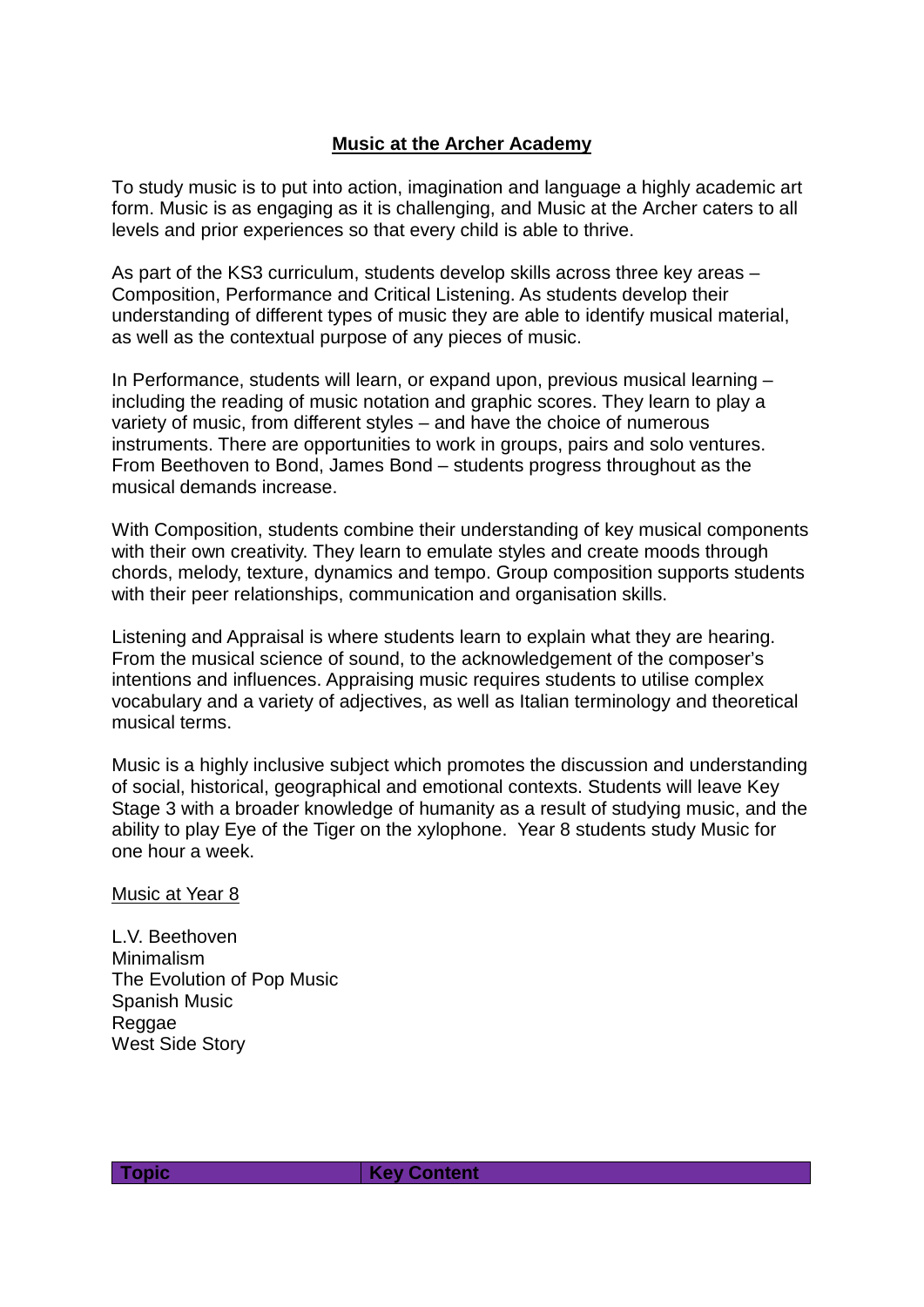**Music at the Archer Academy**

To study music is to put into action, imagination and language a highly academic art form. Music is as engaging as it is challenging, and Music at the Archer caters to all levels and prior experiences so that every child is able to thrive.

As part of the KS3 curriculum, students develop skills across three key areas – Composition, Performance and Critical Listening. As students develop their understanding of different types of music they are able to identify musical material, as well as the contextual purpose of any pieces of music.

In Performance, students will learn, or expand upon, previous musical learning – including the reading of music notation and graphic scores. They learn to play a variety of music, from different styles – and have the choice of numerous instruments. There are opportunities to work in groups, pairs and solo ventures. From Beethoven to Bond, James Bond – students progress throughout as the musical demands increase.

With Composition, students combine their understanding of key musical components with their own creativity. They learn to emulate styles and create moods through chords, melody, texture, dynamics and tempo. Group composition supports students with their peer relationships, communication and organisation skills.

Listening and Appraisal is where students learn to explain what they are hearing. From the musical science of sound, to the acknowledgement of the composer's intentions and influences. Appraising music requires students to utilise complex vocabulary and a variety of adjectives, as well as Italian terminology and theoretical musical terms.

Music is a highly inclusive subject which promotes the discussion and understanding of social, historical, geographical and emotional contexts. Students will leave Key Stage 3 with a broader knowledge of humanity as a result of studying music, and the ability to play Eye of the Tiger on the xylophone. Year 8 students study Music for one hour a week.

Music at Year 8

L.V. Beethoven
Minimalism
The Evolution of Pop Music
Spanish Music
Reggae
West Side Story

| Topic | Key Content |
| --- | --- |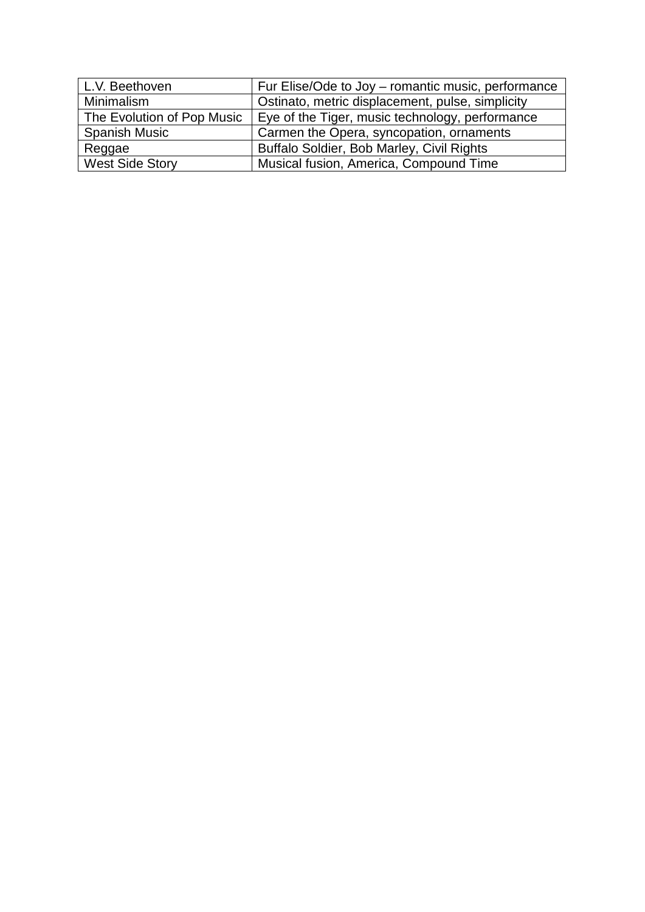| L.V. Beethoven | Fur Elise/Ode to Joy – romantic music, performance |
|---|---|
| Minimalism | Ostinato, metric displacement, pulse, simplicity |
| The Evolution of Pop Music | Eye of the Tiger, music technology, performance |
| Spanish Music | Carmen the Opera, syncopation, ornaments |
| Reggae | Buffalo Soldier, Bob Marley, Civil Rights |
| West Side Story | Musical fusion, America, Compound Time |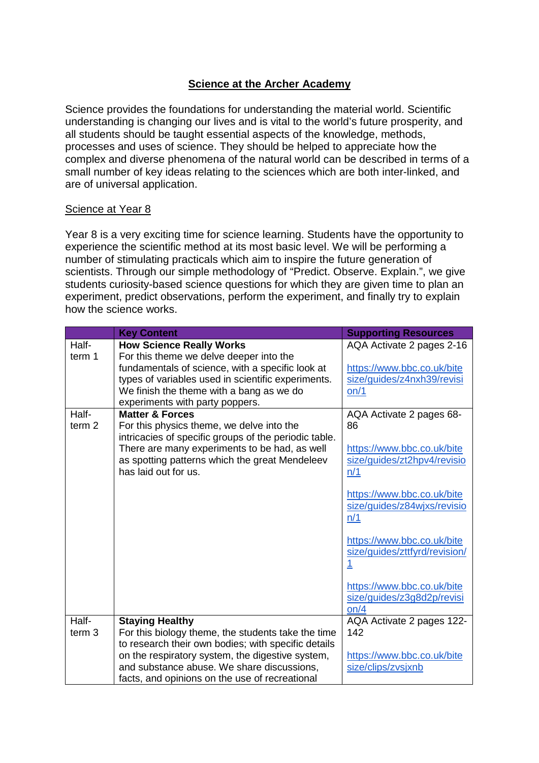## Science at the Archer Academy

Science provides the foundations for understanding the material world. Scientific understanding is changing our lives and is vital to the world's future prosperity, and all students should be taught essential aspects of the knowledge, methods, processes and uses of science. They should be helped to appreciate how the complex and diverse phenomena of the natural world can be described in terms of a small number of key ideas relating to the sciences which are both inter-linked, and are of universal application.

### Science at Year 8

Year 8 is a very exciting time for science learning. Students have the opportunity to experience the scientific method at its most basic level. We will be performing a number of stimulating practicals which aim to inspire the future generation of scientists. Through our simple methodology of "Predict. Observe. Explain.", we give students curiosity-based science questions for which they are given time to plan an experiment, predict observations, perform the experiment, and finally try to explain how the science works.

| | Key Content | Supporting Resources |
|---|---|---|
| Half-term 1 | **How Science Really Works**<br>For this theme we delve deeper into the fundamentals of science, with a specific look at types of variables used in scientific experiments. We finish the theme with a bang as we do experiments with party poppers. | AQA Activate 2 pages 2-16<br><br>https://www.bbc.co.uk/bitesize/guides/z4nxh39/revision/1 |
| Half-term 2 | **Matter & Forces**<br>For this physics theme, we delve into the intricacies of specific groups of the periodic table. There are many experiments to be had, as well as spotting patterns which the great Mendeleev has laid out for us. | AQA Activate 2 pages 68-86<br><br>https://www.bbc.co.uk/bitesize/guides/zt2hpv4/revision/1<br><br>https://www.bbc.co.uk/bitesize/guides/z84wjxs/revision/1<br><br>https://www.bbc.co.uk/bitesize/guides/zttfyrd/revision/1<br><br>https://www.bbc.co.uk/bitesize/guides/z3g8d2p/revision/4 |
| Half-term 3 | **Staying Healthy**<br>For this biology theme, the students take the time to research their own bodies; with specific details on the respiratory system, the digestive system, and substance abuse. We share discussions, facts, and opinions on the use of recreational | AQA Activate 2 pages 122-142<br><br>https://www.bbc.co.uk/bitesize/clips/zvsjxnb |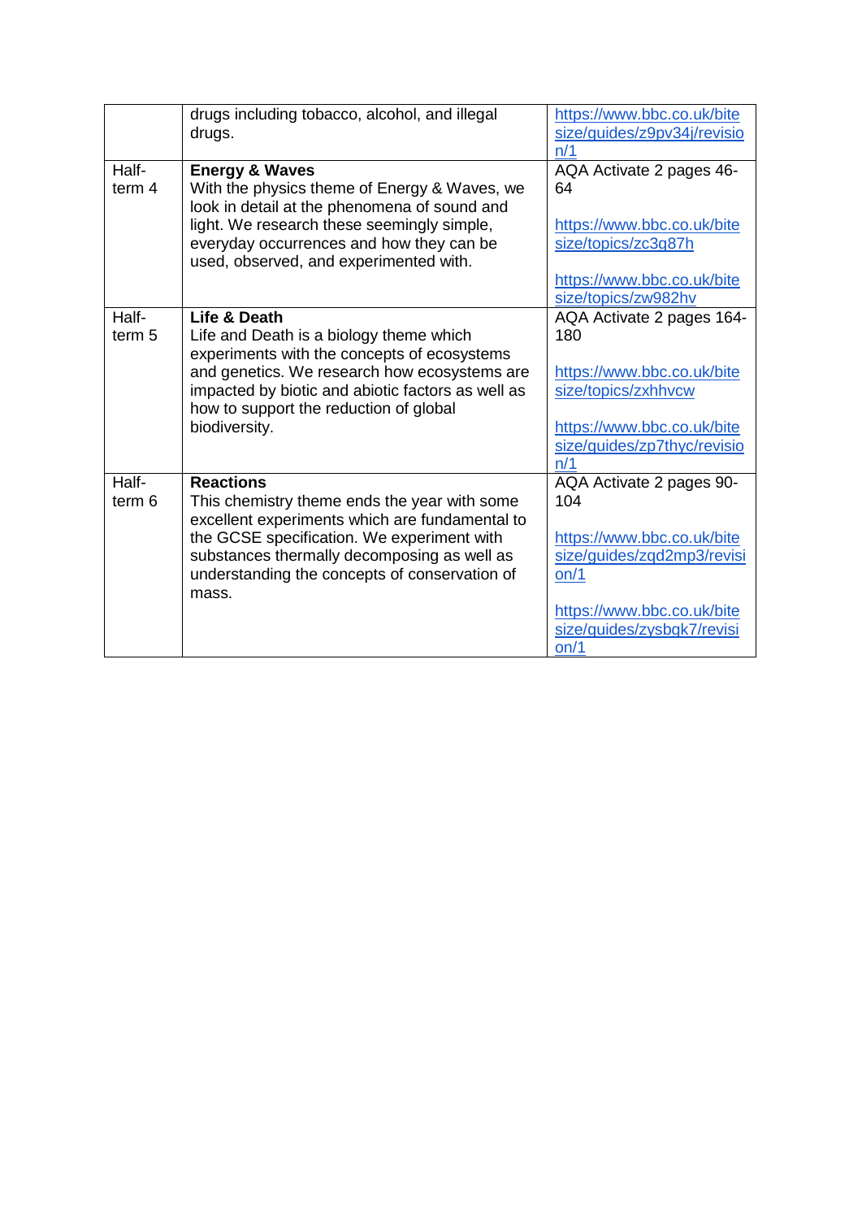|  |  |  |
|---|---|---|
|  | drugs including tobacco, alcohol, and illegal drugs. | https://www.bbc.co.uk/bitesize/guides/z9pv34j/revision/1 |
| Half-term 4 | **Energy & Waves**<br>With the physics theme of Energy & Waves, we look in detail at the phenomena of sound and light. We research these seemingly simple, everyday occurrences and how they can be used, observed, and experimented with. | AQA Activate 2 pages 46-64<br><br>https://www.bbc.co.uk/bitesize/topics/zc3g87h<br><br>https://www.bbc.co.uk/bitesize/topics/zw982hv |
| Half-term 5 | **Life & Death**<br>Life and Death is a biology theme which experiments with the concepts of ecosystems and genetics. We research how ecosystems are impacted by biotic and abiotic factors as well as how to support the reduction of global biodiversity. | AQA Activate 2 pages 164-180<br><br>https://www.bbc.co.uk/bitesize/topics/zxhhvcw<br><br>https://www.bbc.co.uk/bitesize/guides/zp7thyc/revision/1 |
| Half-term 6 | **Reactions**<br>This chemistry theme ends the year with some excellent experiments which are fundamental to the GCSE specification. We experiment with substances thermally decomposing as well as understanding the concepts of conservation of mass. | AQA Activate 2 pages 90-104<br><br>https://www.bbc.co.uk/bitesize/guides/zqd2mp3/revision/1<br><br>https://www.bbc.co.uk/bitesize/guides/zysbqk7/revision/1 |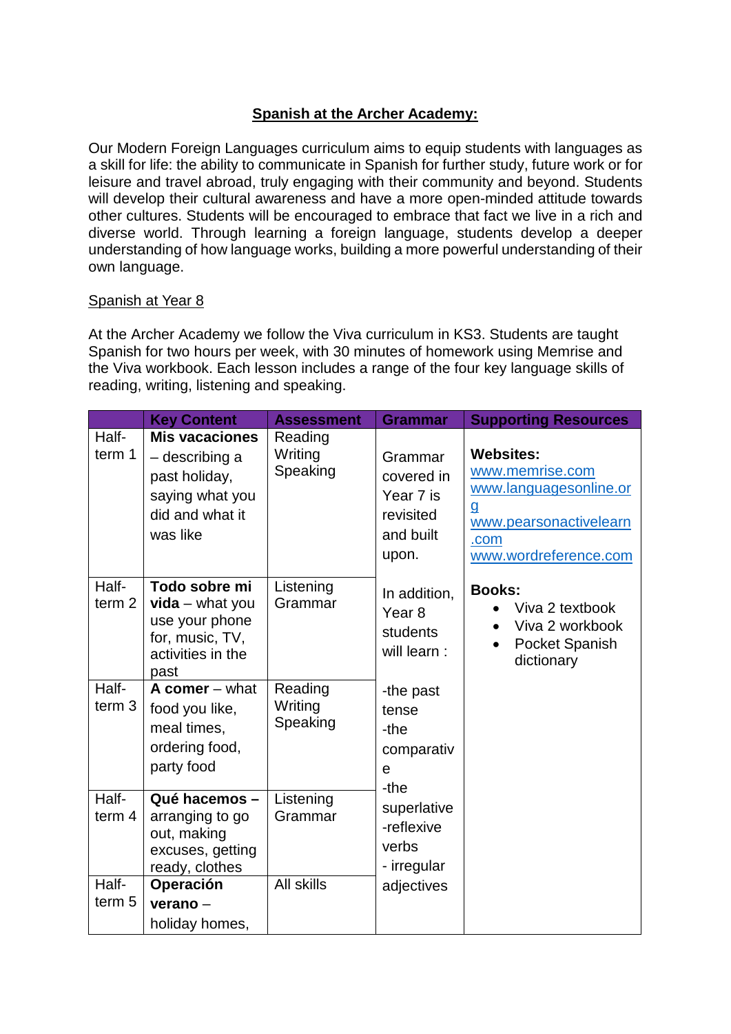## Spanish at the Archer Academy:

Our Modern Foreign Languages curriculum aims to equip students with languages as a skill for life: the ability to communicate in Spanish for further study, future work or for leisure and travel abroad, truly engaging with their community and beyond. Students will develop their cultural awareness and have a more open-minded attitude towards other cultures. Students will be encouraged to embrace that fact we live in a rich and diverse world. Through learning a foreign language, students develop a deeper understanding of how language works, building a more powerful understanding of their own language.

### Spanish at Year 8

At the Archer Academy we follow the Viva curriculum in KS3. Students are taught Spanish for two hours per week, with 30 minutes of homework using Memrise and the Viva workbook. Each lesson includes a range of the four key language skills of reading, writing, listening and speaking.

| | Key Content | Assessment | Grammar | Supporting Resources |
|---|---|---|---|---|
| Half-term 1 | **Mis vacaciones** – describing a past holiday, saying what you did and what it was like | Reading Writing Speaking | Grammar covered in Year 7 is revisited and built upon. In addition, Year 8 students will learn : -the past tense -the comparative -the superlative -reflexive verbs - irregular adjectives | **Websites:** www.memrise.com www.languagesonline.org www.pearsonactivelearn.com www.wordreference.com **Books:** • Viva 2 textbook • Viva 2 workbook • Pocket Spanish dictionary |
| Half-term 2 | **Todo sobre mi vida** – what you use your phone for, music, TV, activities in the past | Listening Grammar | | |
| Half-term 3 | **A comer** – what food you like, meal times, ordering food, party food | Reading Writing Speaking | | |
| Half-term 4 | **Qué hacemos** – arranging to go out, making excuses, getting ready, clothes | Listening Grammar | | |
| Half-term 5 | **Operación verano** – holiday homes, | All skills | | |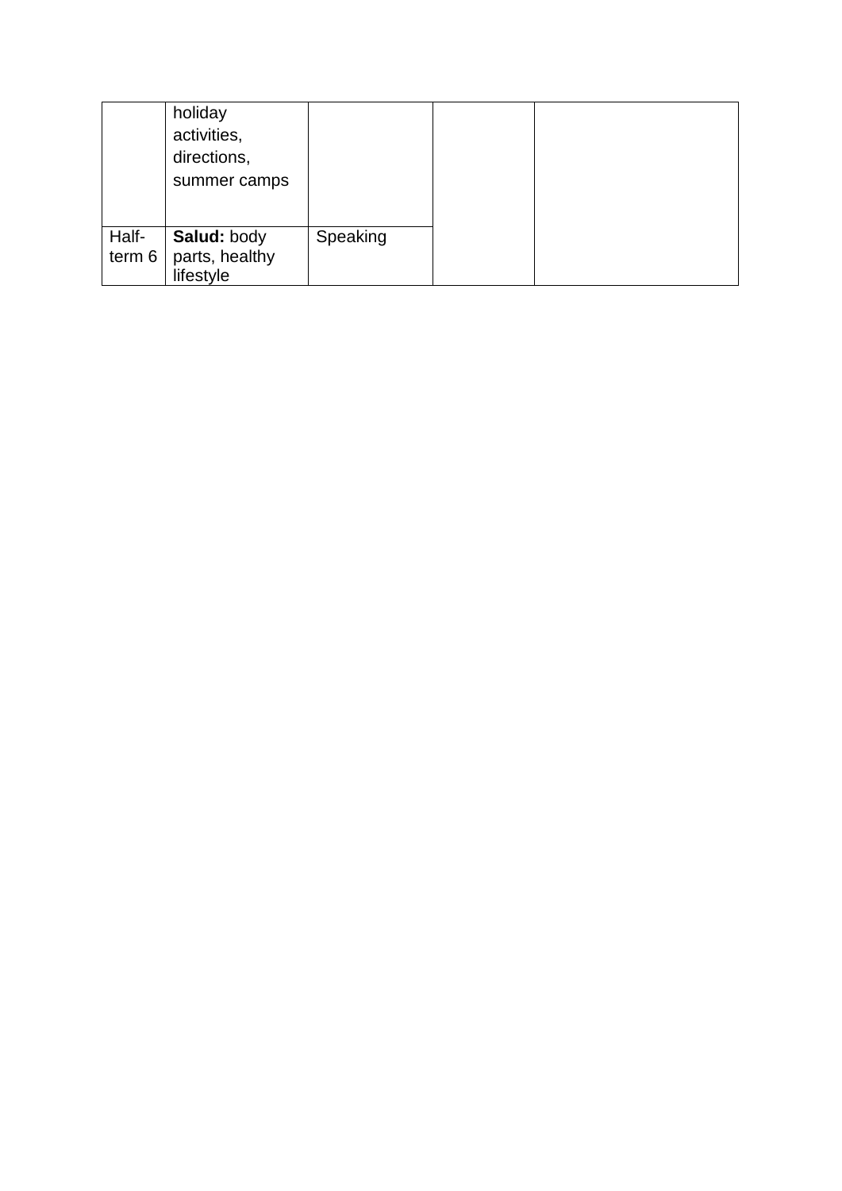|  |  |  |  |  |
|---|---|---|---|---|
|  | holiday activities, directions, summer camps |  |  |  |
| Half-term 6 | **Salud:** body parts, healthy lifestyle | Speaking |  |  |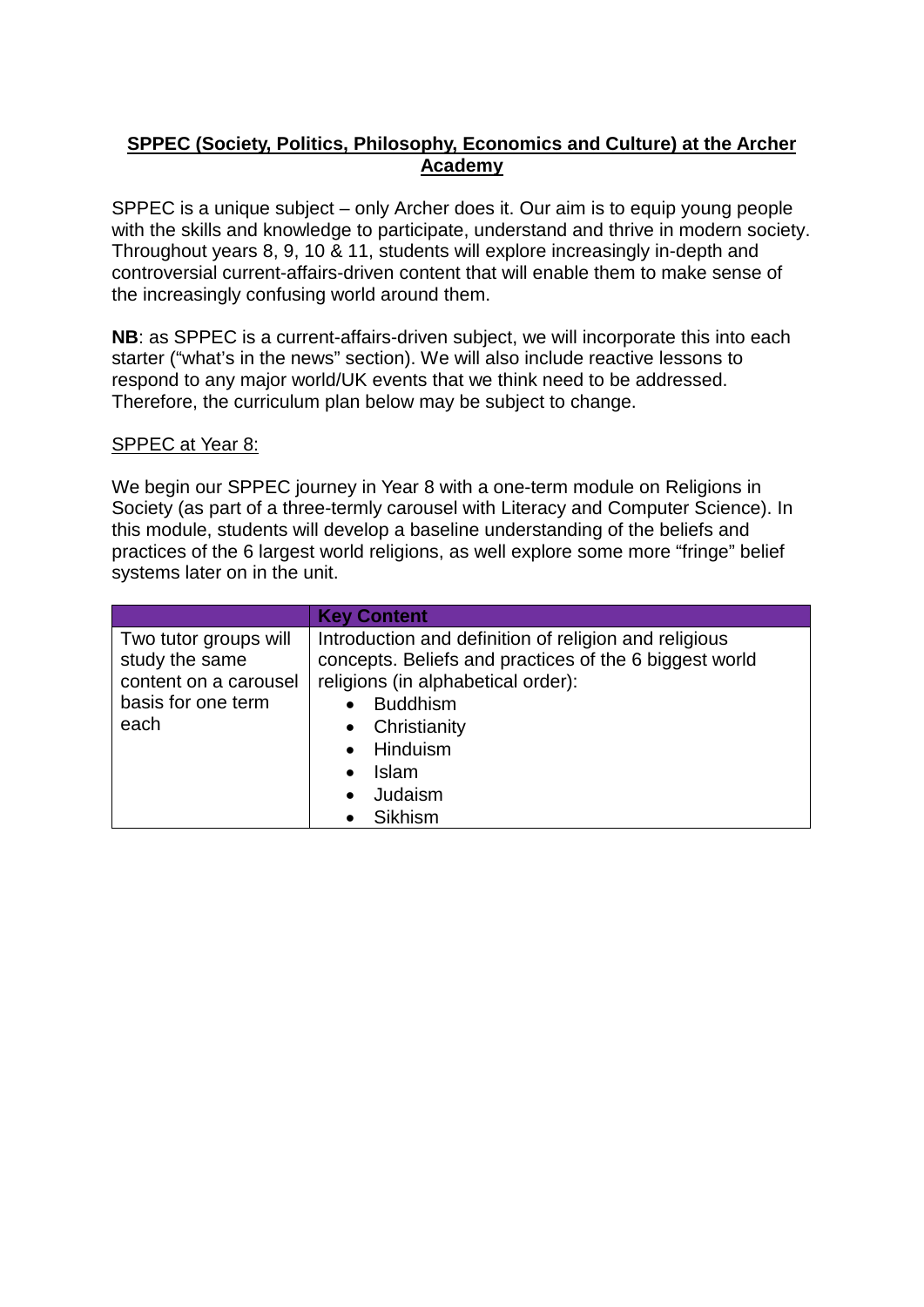## **SPPEC (Society, Politics, Philosophy, Economics and Culture) at the Archer Academy**

SPPEC is a unique subject – only Archer does it. Our aim is to equip young people with the skills and knowledge to participate, understand and thrive in modern society. Throughout years 8, 9, 10 & 11, students will explore increasingly in-depth and controversial current-affairs-driven content that will enable them to make sense of the increasingly confusing world around them.

**NB**: as SPPEC is a current-affairs-driven subject, we will incorporate this into each starter ("what's in the news" section). We will also include reactive lessons to respond to any major world/UK events that we think need to be addressed. Therefore, the curriculum plan below may be subject to change.

SPPEC at Year 8:

We begin our SPPEC journey in Year 8 with a one-term module on Religions in Society (as part of a three-termly carousel with Literacy and Computer Science). In this module, students will develop a baseline understanding of the beliefs and practices of the 6 largest world religions, as well explore some more "fringe" belief systems later on in the unit.

| | **Key Content** |
|---|---|
| Two tutor groups will study the same content on a carousel basis for one term each | Introduction and definition of religion and religious concepts. Beliefs and practices of the 6 biggest world religions (in alphabetical order): <br>• Buddhism <br>• Christianity <br>• Hinduism <br>• Islam <br>• Judaism <br>• Sikhism |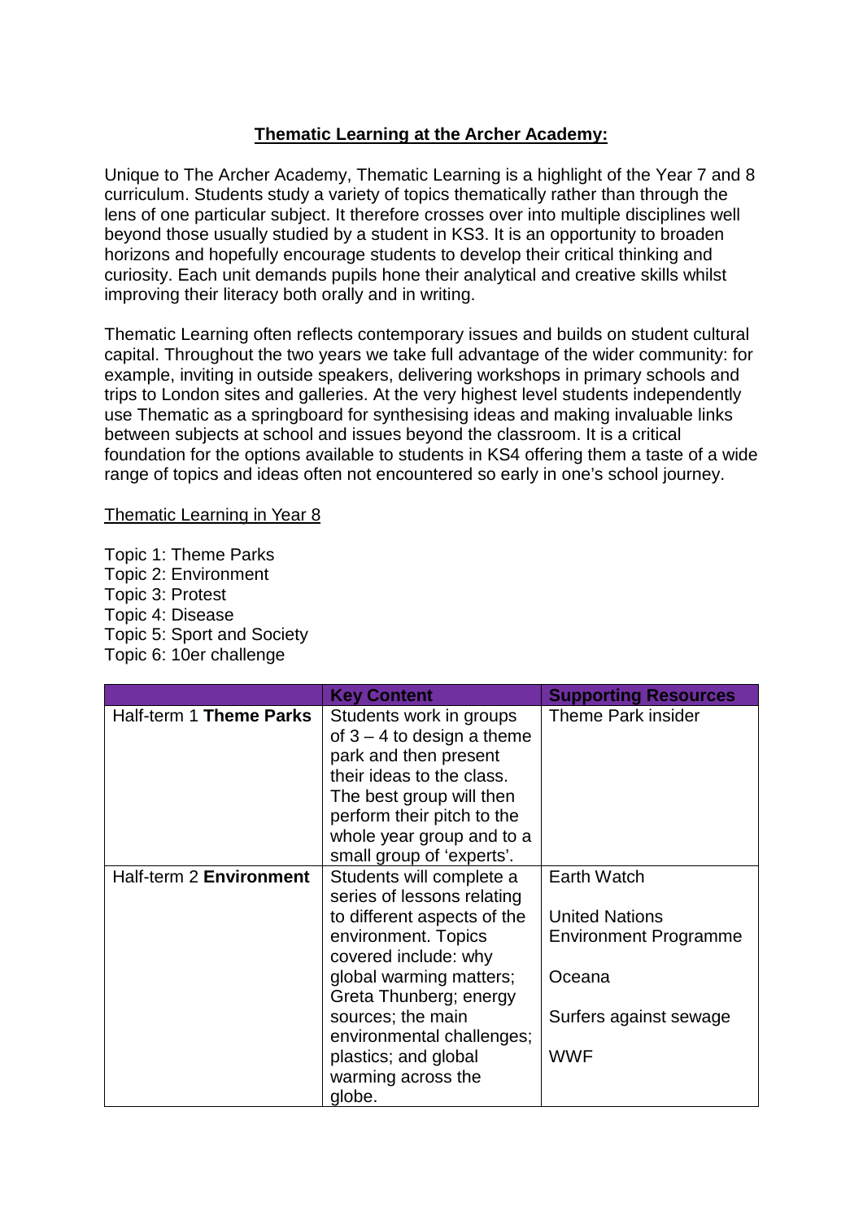## Thematic Learning at the Archer Academy:

Unique to The Archer Academy, Thematic Learning is a highlight of the Year 7 and 8 curriculum. Students study a variety of topics thematically rather than through the lens of one particular subject. It therefore crosses over into multiple disciplines well beyond those usually studied by a student in KS3. It is an opportunity to broaden horizons and hopefully encourage students to develop their critical thinking and curiosity. Each unit demands pupils hone their analytical and creative skills whilst improving their literacy both orally and in writing.

Thematic Learning often reflects contemporary issues and builds on student cultural capital. Throughout the two years we take full advantage of the wider community: for example, inviting in outside speakers, delivering workshops in primary schools and trips to London sites and galleries. At the very highest level students independently use Thematic as a springboard for synthesising ideas and making invaluable links between subjects at school and issues beyond the classroom. It is a critical foundation for the options available to students in KS4 offering them a taste of a wide range of topics and ideas often not encountered so early in one's school journey.

Thematic Learning in Year 8

Topic 1: Theme Parks
Topic 2: Environment
Topic 3: Protest
Topic 4: Disease
Topic 5: Sport and Society
Topic 6: 10er challenge

| | **Key Content** | **Supporting Resources** |
|---|---|---|
| Half-term 1 **Theme Parks** | Students work in groups of 3 – 4 to design a theme park and then present their ideas to the class. The best group will then perform their pitch to the whole year group and to a small group of 'experts'. | Theme Park insider |
| Half-term 2 **Environment** | Students will complete a series of lessons relating to different aspects of the environment. Topics covered include: why global warming matters; Greta Thunberg; energy sources; the main environmental challenges; plastics; and global warming across the globe. | Earth Watch<br><br>United Nations Environment Programme<br><br>Oceana<br><br>Surfers against sewage<br><br>WWF |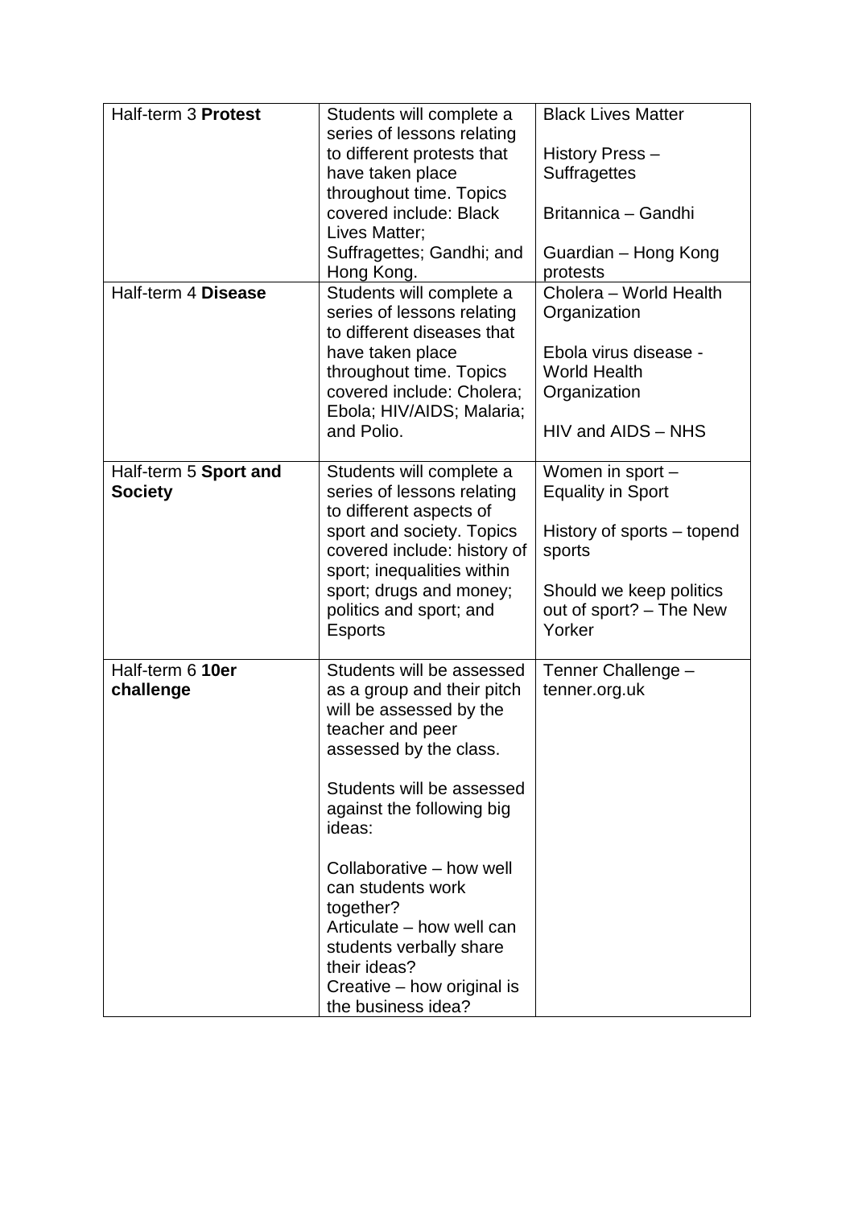| | | |
|---|---|---|
| Half-term 3 **Protest** | Students will complete a series of lessons relating to different protests that have taken place throughout time. Topics covered include: Black Lives Matter; Suffragettes; Gandhi; and Hong Kong. | Black Lives Matter<br><br>History Press – Suffragettes<br><br>Britannica – Gandhi<br><br>Guardian – Hong Kong protests |
| Half-term 4 **Disease** | Students will complete a series of lessons relating to different diseases that have taken place throughout time. Topics covered include: Cholera; Ebola; HIV/AIDS; Malaria; and Polio. | Cholera – World Health Organization<br><br>Ebola virus disease - World Health Organization<br><br>HIV and AIDS – NHS |
| Half-term 5 **Sport and Society** | Students will complete a series of lessons relating to different aspects of sport and society. Topics covered include: history of sport; inequalities within sport; drugs and money; politics and sport; and Esports | Women in sport – Equality in Sport<br><br>History of sports – topend sports<br><br>Should we keep politics out of sport? – The New Yorker |
| Half-term 6 **10er challenge** | Students will be assessed as a group and their pitch will be assessed by the teacher and peer assessed by the class.<br><br>Students will be assessed against the following big ideas:<br><br>Collaborative – how well can students work together?<br>Articulate – how well can students verbally share their ideas?<br>Creative – how original is the business idea? | Tenner Challenge – tenner.org.uk |